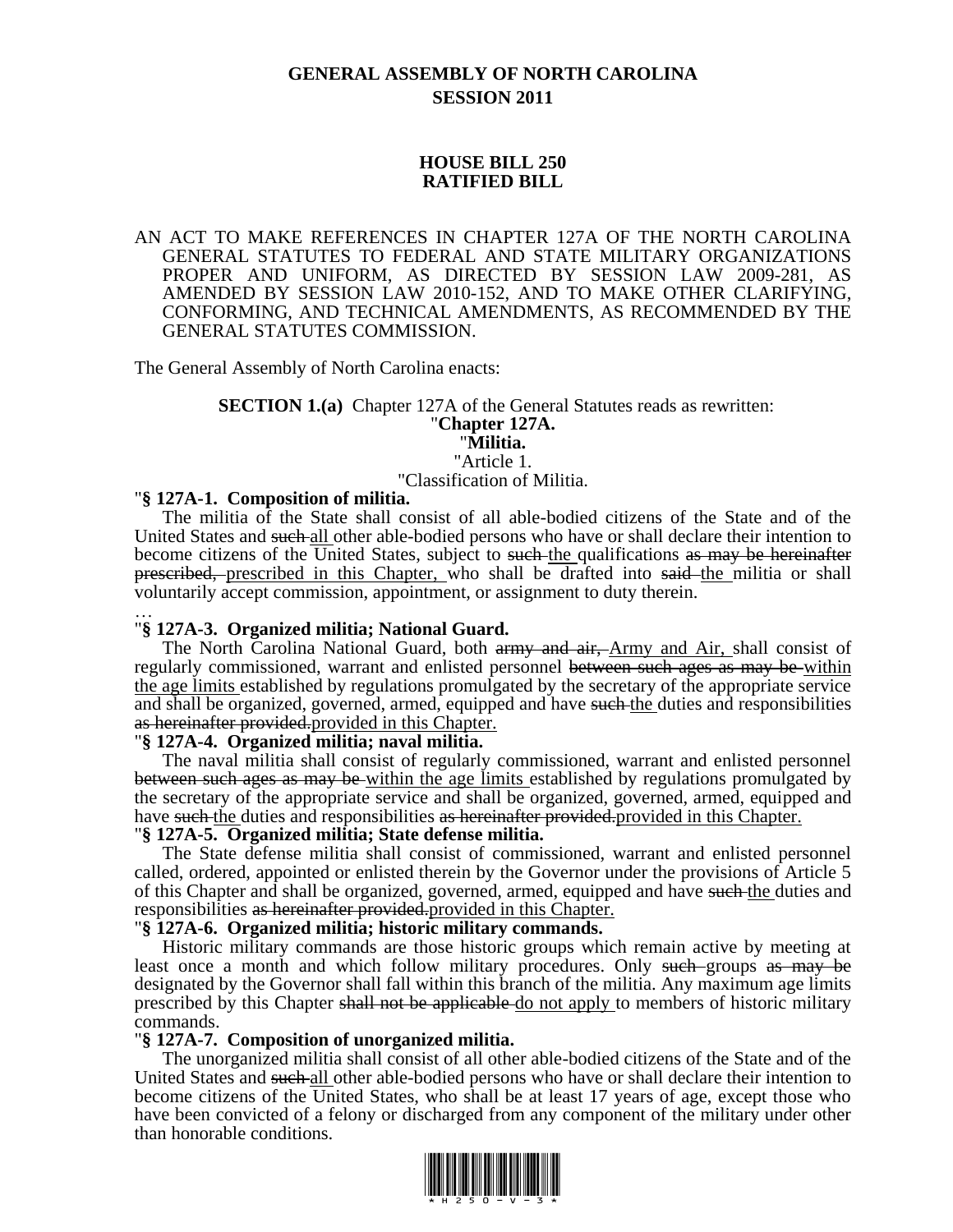# GENERAL ASSEMBLY OF NORTH CAROLINA
## SESSION 2011

## HOUSE BILL 250
## RATIFIED BILL

AN ACT TO MAKE REFERENCES IN CHAPTER 127A OF THE NORTH CAROLINA GENERAL STATUTES TO FEDERAL AND STATE MILITARY ORGANIZATIONS PROPER AND UNIFORM, AS DIRECTED BY SESSION LAW 2009-281, AS AMENDED BY SESSION LAW 2010-152, AND TO MAKE OTHER CLARIFYING, CONFORMING, AND TECHNICAL AMENDMENTS, AS RECOMMENDED BY THE GENERAL STATUTES COMMISSION.

The General Assembly of North Carolina enacts:

**SECTION 1.(a)** Chapter 127A of the General Statutes reads as rewritten:

"**Chapter 127A.**

"**Militia.**

"Article 1.

"Classification of Militia.

"**§ 127A-1. Composition of militia.**

The militia of the State shall consist of all able-bodied citizens of the State and of the United States and ~~such~~ all other able-bodied persons who have or shall declare their intention to become citizens of the United States, subject to ~~such~~ the qualifications ~~as may be hereinafter prescribed,~~ prescribed in this Chapter, who shall be drafted into ~~said~~ the militia or shall voluntarily accept commission, appointment, or assignment to duty therein.

…

"**§ 127A-3. Organized militia; National Guard.**

The North Carolina National Guard, both ~~army and air,~~ Army and Air, shall consist of regularly commissioned, warrant and enlisted personnel ~~between such ages as may be~~ within the age limits established by regulations promulgated by the secretary of the appropriate service and shall be organized, governed, armed, equipped and have ~~such~~ the duties and responsibilities ~~as hereinafter provided.~~provided in this Chapter.

"**§ 127A-4. Organized militia; naval militia.**

The naval militia shall consist of regularly commissioned, warrant and enlisted personnel ~~between such ages as may be~~ within the age limits established by regulations promulgated by the secretary of the appropriate service and shall be organized, governed, armed, equipped and have ~~such~~ the duties and responsibilities ~~as hereinafter provided.~~provided in this Chapter.

"**§ 127A-5. Organized militia; State defense militia.**

The State defense militia shall consist of commissioned, warrant and enlisted personnel called, ordered, appointed or enlisted therein by the Governor under the provisions of Article 5 of this Chapter and shall be organized, governed, armed, equipped and have ~~such~~ the duties and responsibilities ~~as hereinafter provided.~~provided in this Chapter.

"**§ 127A-6. Organized militia; historic military commands.**

Historic military commands are those historic groups which remain active by meeting at least once a month and which follow military procedures. Only ~~such~~ groups ~~as may be~~ designated by the Governor shall fall within this branch of the militia. Any maximum age limits prescribed by this Chapter ~~shall not be applicable~~ do not apply to members of historic military commands.

"**§ 127A-7. Composition of unorganized militia.**

The unorganized militia shall consist of all other able-bodied citizens of the State and of the United States and ~~such~~ all other able-bodied persons who have or shall declare their intention to become citizens of the United States, who shall be at least 17 years of age, except those who have been convicted of a felony or discharged from any component of the military under other than honorable conditions.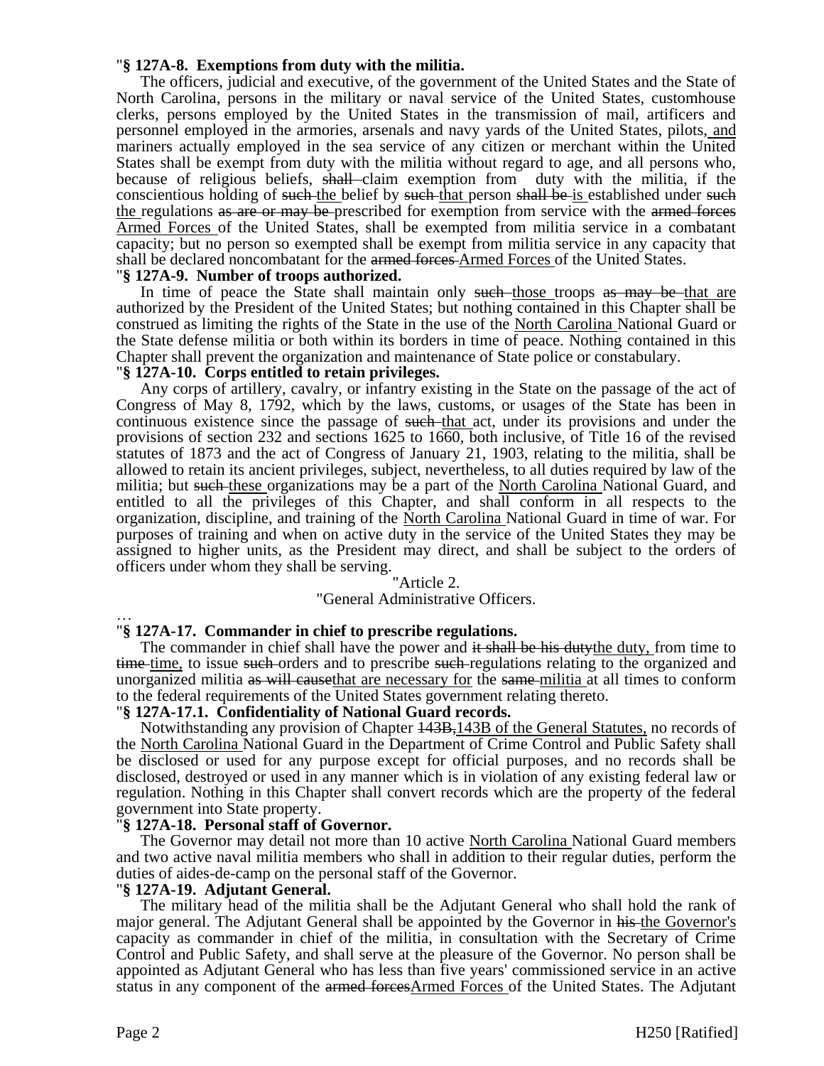"**§ 127A-8. Exemptions from duty with the militia.**

The officers, judicial and executive, of the government of the United States and the State of North Carolina, persons in the military or naval service of the United States, customhouse clerks, persons employed by the United States in the transmission of mail, artificers and personnel employed in the armories, arsenals and navy yards of the United States, pilots,<u> and</u> mariners actually employed in the sea service of any citizen or merchant within the United States shall be exempt from duty with the militia without regard to age, and all persons who, because of religious beliefs, ~~shall~~ claim exemption from duty with the militia, if the conscientious holding of ~~such~~ <u>the</u> belief by ~~such~~ <u>that</u> person ~~shall be~~ <u>is</u> established under ~~such~~ <u>the</u> regulations ~~as are or may be~~ prescribed for exemption from service with the ~~armed forces~~ <u>Armed Forces</u> of the United States, shall be exempted from militia service in a combatant capacity; but no person so exempted shall be exempt from militia service in any capacity that shall be declared noncombatant for the ~~armed forces~~ <u>Armed Forces</u> of the United States.

"**§ 127A-9. Number of troops authorized.**

In time of peace the State shall maintain only ~~such~~ <u>those</u> troops ~~as may be~~ <u>that are</u> authorized by the President of the United States; but nothing contained in this Chapter shall be construed as limiting the rights of the State in the use of the <u>North Carolina</u> National Guard or the State defense militia or both within its borders in time of peace. Nothing contained in this Chapter shall prevent the organization and maintenance of State police or constabulary.

"**§ 127A-10. Corps entitled to retain privileges.**

Any corps of artillery, cavalry, or infantry existing in the State on the passage of the act of Congress of May 8, 1792, which by the laws, customs, or usages of the State has been in continuous existence since the passage of ~~such~~ <u>that</u> act, under its provisions and under the provisions of section 232 and sections 1625 to 1660, both inclusive, of Title 16 of the revised statutes of 1873 and the act of Congress of January 21, 1903, relating to the militia, shall be allowed to retain its ancient privileges, subject, nevertheless, to all duties required by law of the militia; but ~~such~~ <u>these</u> organizations may be a part of the <u>North Carolina</u> National Guard, and entitled to all the privileges of this Chapter, and shall conform in all respects to the organization, discipline, and training of the <u>North Carolina</u> National Guard in time of war. For purposes of training and when on active duty in the service of the United States they may be assigned to higher units, as the President may direct, and shall be subject to the orders of officers under whom they shall be serving.

"Article 2.

"General Administrative Officers.

…

"**§ 127A-17. Commander in chief to prescribe regulations.**

The commander in chief shall have the power and ~~it shall be his duty~~<u>the duty,</u> from time to ~~time~~ <u>time,</u> to issue ~~such~~ orders and to prescribe ~~such~~ regulations relating to the organized and unorganized militia ~~as will cause~~<u>that are necessary for</u> the ~~same~~ <u>militia</u> at all times to conform to the federal requirements of the United States government relating thereto.

"**§ 127A-17.1. Confidentiality of National Guard records.**

Notwithstanding any provision of Chapter ~~143B,~~<u>143B of the General Statutes,</u> no records of the <u>North Carolina</u> National Guard in the Department of Crime Control and Public Safety shall be disclosed or used for any purpose except for official purposes, and no records shall be disclosed, destroyed or used in any manner which is in violation of any existing federal law or regulation. Nothing in this Chapter shall convert records which are the property of the federal government into State property.

"**§ 127A-18. Personal staff of Governor.**

The Governor may detail not more than 10 active <u>North Carolina</u> National Guard members and two active naval militia members who shall in addition to their regular duties, perform the duties of aides-de-camp on the personal staff of the Governor.

"**§ 127A-19. Adjutant General.**

The military head of the militia shall be the Adjutant General who shall hold the rank of major general. The Adjutant General shall be appointed by the Governor in ~~his~~ <u>the Governor's</u> capacity as commander in chief of the militia, in consultation with the Secretary of Crime Control and Public Safety, and shall serve at the pleasure of the Governor. No person shall be appointed as Adjutant General who has less than five years' commissioned service in an active status in any component of the ~~armed forces~~<u>Armed Forces</u> of the United States. The Adjutant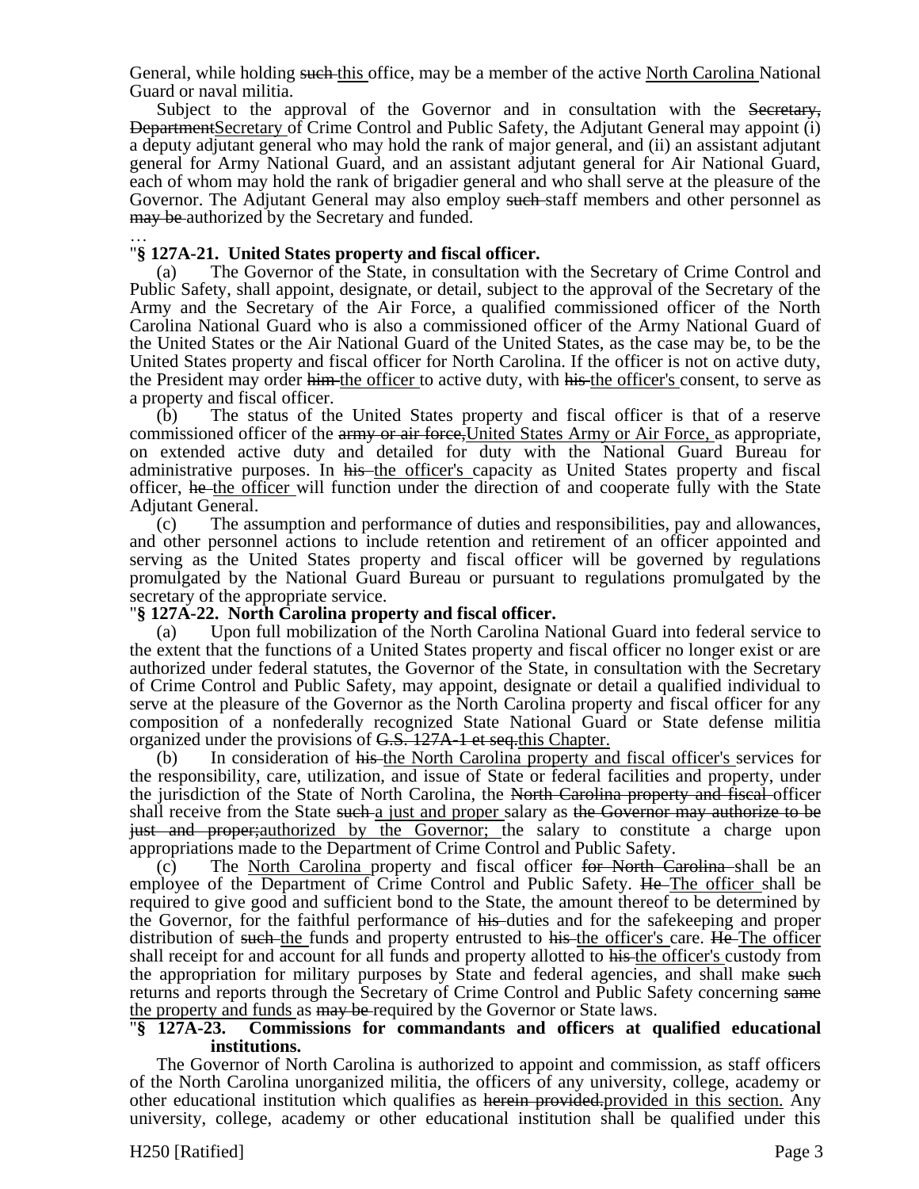General, while holding ~~such~~ this office, may be a member of the active North Carolina National Guard or naval militia.

Subject to the approval of the Governor and in consultation with the ~~Secretary, Department~~Secretary of Crime Control and Public Safety, the Adjutant General may appoint (i) a deputy adjutant general who may hold the rank of major general, and (ii) an assistant adjutant general for Army National Guard, and an assistant adjutant general for Air National Guard, each of whom may hold the rank of brigadier general and who shall serve at the pleasure of the Governor. The Adjutant General may also employ ~~such~~ staff members and other personnel as ~~may be~~ authorized by the Secretary and funded.

…

"**§ 127A-21. United States property and fiscal officer.**

(a) The Governor of the State, in consultation with the Secretary of Crime Control and Public Safety, shall appoint, designate, or detail, subject to the approval of the Secretary of the Army and the Secretary of the Air Force, a qualified commissioned officer of the North Carolina National Guard who is also a commissioned officer of the Army National Guard of the United States or the Air National Guard of the United States, as the case may be, to be the United States property and fiscal officer for North Carolina. If the officer is not on active duty, the President may order ~~him~~ the officer to active duty, with ~~his~~ the officer's consent, to serve as a property and fiscal officer.

(b) The status of the United States property and fiscal officer is that of a reserve commissioned officer of the ~~army or air force,~~United States Army or Air Force, as appropriate, on extended active duty and detailed for duty with the National Guard Bureau for administrative purposes. In ~~his~~ the officer's capacity as United States property and fiscal officer, ~~he~~ the officer will function under the direction of and cooperate fully with the State Adjutant General.

(c) The assumption and performance of duties and responsibilities, pay and allowances, and other personnel actions to include retention and retirement of an officer appointed and serving as the United States property and fiscal officer will be governed by regulations promulgated by the National Guard Bureau or pursuant to regulations promulgated by the secretary of the appropriate service.

"**§ 127A-22. North Carolina property and fiscal officer.**

(a) Upon full mobilization of the North Carolina National Guard into federal service to the extent that the functions of a United States property and fiscal officer no longer exist or are authorized under federal statutes, the Governor of the State, in consultation with the Secretary of Crime Control and Public Safety, may appoint, designate or detail a qualified individual to serve at the pleasure of the Governor as the North Carolina property and fiscal officer for any composition of a nonfederally recognized State National Guard or State defense militia organized under the provisions of ~~G.S. 127A-1 et seq.~~this Chapter.

(b) In consideration of ~~his~~ the North Carolina property and fiscal officer's services for the responsibility, care, utilization, and issue of State or federal facilities and property, under the jurisdiction of the State of North Carolina, the ~~North Carolina property and fiscal~~ officer shall receive from the State ~~such~~ a just and proper salary as ~~the Governor may authorize to be just and proper;~~authorized by the Governor; the salary to constitute a charge upon appropriations made to the Department of Crime Control and Public Safety.

(c) The North Carolina property and fiscal officer ~~for North Carolina~~ shall be an employee of the Department of Crime Control and Public Safety. ~~He~~ The officer shall be required to give good and sufficient bond to the State, the amount thereof to be determined by the Governor, for the faithful performance of ~~his~~ duties and for the safekeeping and proper distribution of ~~such~~ the funds and property entrusted to ~~his~~ the officer's care. ~~He~~ The officer shall receipt for and account for all funds and property allotted to ~~his~~ the officer's custody from the appropriation for military purposes by State and federal agencies, and shall make ~~such~~ returns and reports through the Secretary of Crime Control and Public Safety concerning ~~same~~ the property and funds as ~~may be~~ required by the Governor or State laws.

"**§ 127A-23. Commissions for commandants and officers at qualified educational institutions.**

The Governor of North Carolina is authorized to appoint and commission, as staff officers of the North Carolina unorganized militia, the officers of any university, college, academy or other educational institution which qualifies as ~~herein provided.~~provided in this section. Any university, college, academy or other educational institution shall be qualified under this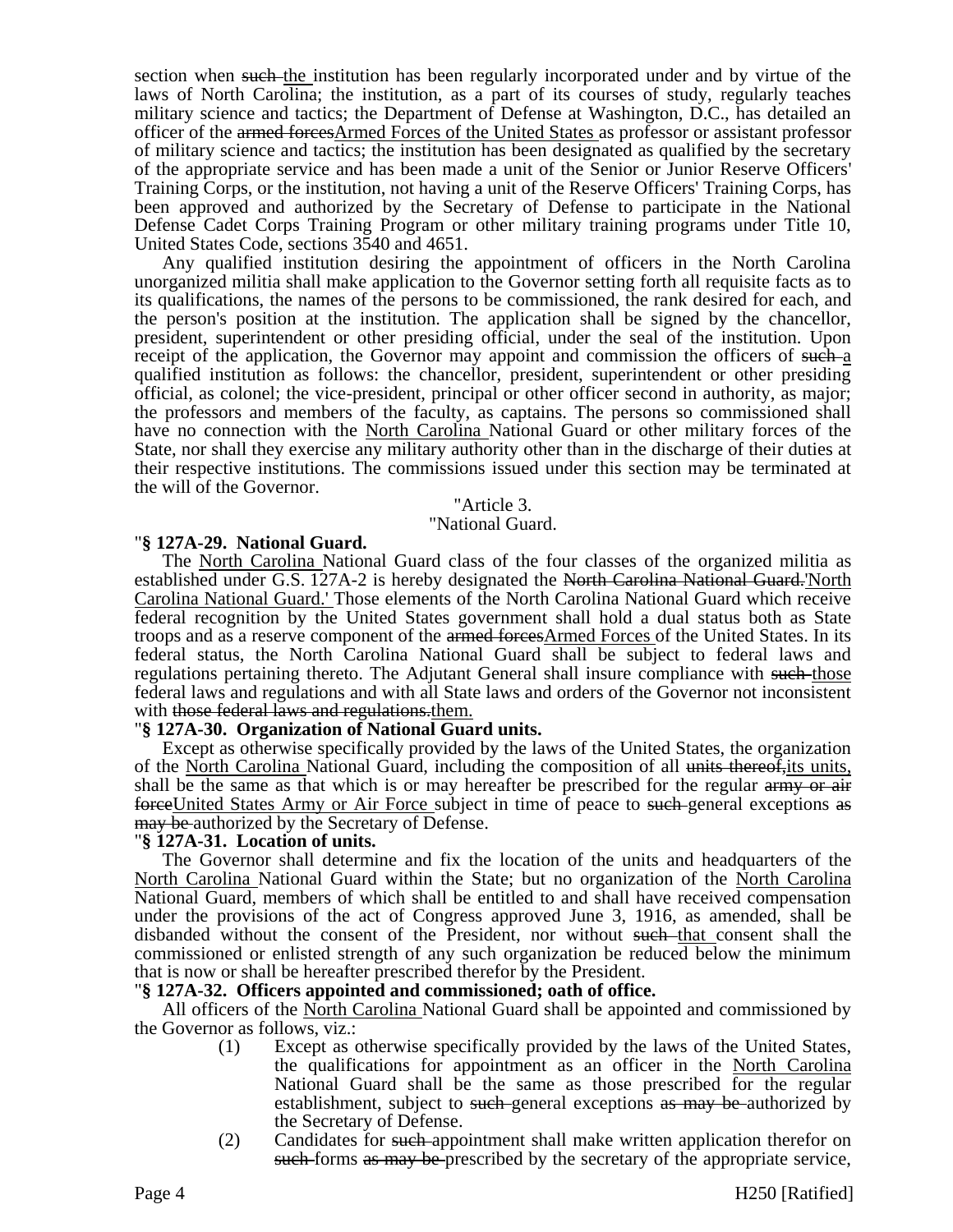section when ~~such~~ the institution has been regularly incorporated under and by virtue of the laws of North Carolina; the institution, as a part of its courses of study, regularly teaches military science and tactics; the Department of Defense at Washington, D.C., has detailed an officer of the ~~armed forces~~Armed Forces of the United States as professor or assistant professor of military science and tactics; the institution has been designated as qualified by the secretary of the appropriate service and has been made a unit of the Senior or Junior Reserve Officers' Training Corps, or the institution, not having a unit of the Reserve Officers' Training Corps, has been approved and authorized by the Secretary of Defense to participate in the National Defense Cadet Corps Training Program or other military training programs under Title 10, United States Code, sections 3540 and 4651.

Any qualified institution desiring the appointment of officers in the North Carolina unorganized militia shall make application to the Governor setting forth all requisite facts as to its qualifications, the names of the persons to be commissioned, the rank desired for each, and the person's position at the institution. The application shall be signed by the chancellor, president, superintendent or other presiding official, under the seal of the institution. Upon receipt of the application, the Governor may appoint and commission the officers of ~~such~~ a qualified institution as follows: the chancellor, president, superintendent or other presiding official, as colonel; the vice-president, principal or other officer second in authority, as major; the professors and members of the faculty, as captains. The persons so commissioned shall have no connection with the North Carolina National Guard or other military forces of the State, nor shall they exercise any military authority other than in the discharge of their duties at their respective institutions. The commissions issued under this section may be terminated at the will of the Governor.

"Article 3.

"National Guard.

"**§ 127A-29. National Guard.**

The North Carolina National Guard class of the four classes of the organized militia as established under G.S. 127A-2 is hereby designated the ~~North Carolina National Guard.~~'North Carolina National Guard.' Those elements of the North Carolina National Guard which receive federal recognition by the United States government shall hold a dual status both as State troops and as a reserve component of the ~~armed forces~~Armed Forces of the United States. In its federal status, the North Carolina National Guard shall be subject to federal laws and regulations pertaining thereto. The Adjutant General shall insure compliance with ~~such~~ those federal laws and regulations and with all State laws and orders of the Governor not inconsistent with ~~those federal laws and regulations.~~them.

"**§ 127A-30. Organization of National Guard units.**

Except as otherwise specifically provided by the laws of the United States, the organization of the North Carolina National Guard, including the composition of all ~~units thereof,~~its units, shall be the same as that which is or may hereafter be prescribed for the regular ~~army or air force~~United States Army or Air Force subject in time of peace to ~~such~~ general exceptions ~~as may be~~ authorized by the Secretary of Defense.

"**§ 127A-31. Location of units.**

The Governor shall determine and fix the location of the units and headquarters of the North Carolina National Guard within the State; but no organization of the North Carolina National Guard, members of which shall be entitled to and shall have received compensation under the provisions of the act of Congress approved June 3, 1916, as amended, shall be disbanded without the consent of the President, nor without ~~such~~ that consent shall the commissioned or enlisted strength of any such organization be reduced below the minimum that is now or shall be hereafter prescribed therefor by the President.

"**§ 127A-32. Officers appointed and commissioned; oath of office.**

All officers of the North Carolina National Guard shall be appointed and commissioned by the Governor as follows, viz.:

(1) Except as otherwise specifically provided by the laws of the United States, the qualifications for appointment as an officer in the North Carolina National Guard shall be the same as those prescribed for the regular establishment, subject to ~~such~~ general exceptions ~~as may be~~ authorized by the Secretary of Defense.

(2) Candidates for ~~such~~ appointment shall make written application therefor on ~~such~~ forms ~~as may be~~ prescribed by the secretary of the appropriate service,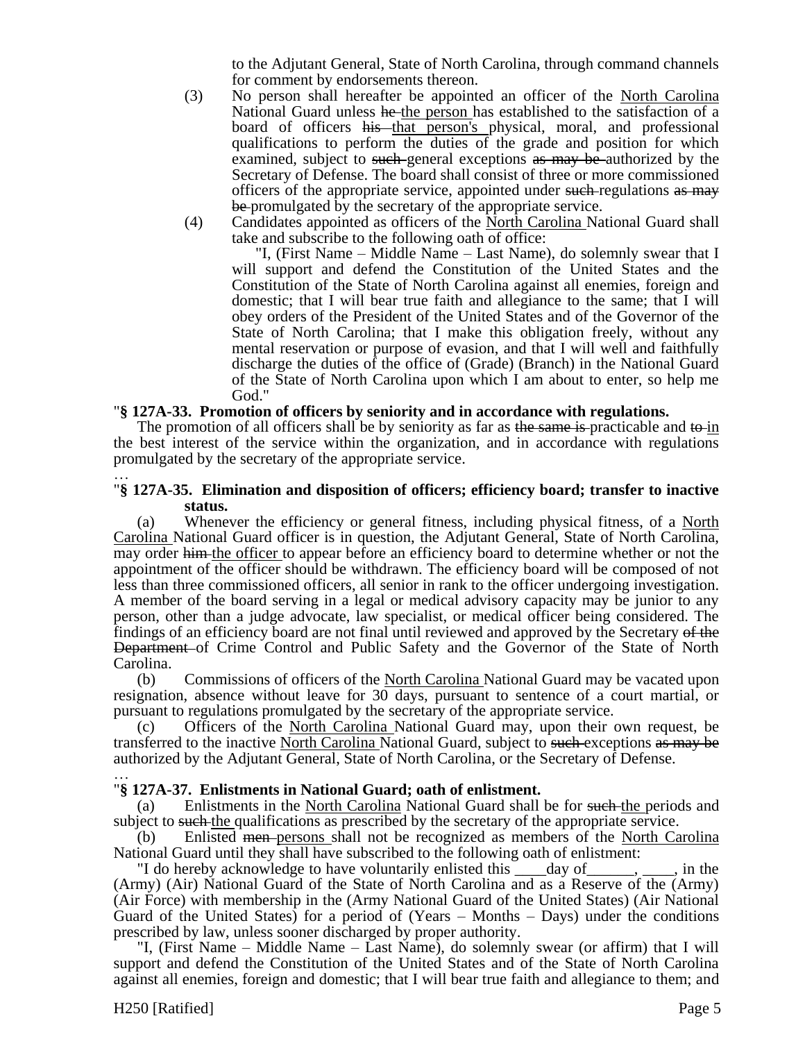to the Adjutant General, State of North Carolina, through command channels for comment by endorsements thereon.

(3) No person shall hereafter be appointed an officer of the <u>North Carolina</u> National Guard unless ~~he~~ <u>the person</u> has established to the satisfaction of a board of officers ~~his~~ <u>that person's</u> physical, moral, and professional qualifications to perform the duties of the grade and position for which examined, subject to ~~such~~ general exceptions ~~as may be~~ authorized by the Secretary of Defense. The board shall consist of three or more commissioned officers of the appropriate service, appointed under ~~such~~ regulations ~~as may be~~ promulgated by the secretary of the appropriate service.

(4) Candidates appointed as officers of the <u>North Carolina</u> National Guard shall take and subscribe to the following oath of office:

"I, (First Name – Middle Name – Last Name), do solemnly swear that I will support and defend the Constitution of the United States and the Constitution of the State of North Carolina against all enemies, foreign and domestic; that I will bear true faith and allegiance to the same; that I will obey orders of the President of the United States and of the Governor of the State of North Carolina; that I make this obligation freely, without any mental reservation or purpose of evasion, and that I will well and faithfully discharge the duties of the office of (Grade) (Branch) in the National Guard of the State of North Carolina upon which I am about to enter, so help me God."

"**§ 127A-33. Promotion of officers by seniority and in accordance with regulations.**

The promotion of all officers shall be by seniority as far as ~~the same is~~ practicable and ~~to~~ <u>in</u> the best interest of the service within the organization, and in accordance with regulations promulgated by the secretary of the appropriate service.

…

"**§ 127A-35. Elimination and disposition of officers; efficiency board; transfer to inactive status.**

(a) Whenever the efficiency or general fitness, including physical fitness, of a <u>North Carolina</u> National Guard officer is in question, the Adjutant General, State of North Carolina, may order ~~him~~ <u>the officer</u> to appear before an efficiency board to determine whether or not the appointment of the officer should be withdrawn. The efficiency board will be composed of not less than three commissioned officers, all senior in rank to the officer undergoing investigation. A member of the board serving in a legal or medical advisory capacity may be junior to any person, other than a judge advocate, law specialist, or medical officer being considered. The findings of an efficiency board are not final until reviewed and approved by the Secretary ~~of the Department~~ of Crime Control and Public Safety and the Governor of the State of North Carolina.

(b) Commissions of officers of the <u>North Carolina</u> National Guard may be vacated upon resignation, absence without leave for 30 days, pursuant to sentence of a court martial, or pursuant to regulations promulgated by the secretary of the appropriate service.

(c) Officers of the <u>North Carolina</u> National Guard may, upon their own request, be transferred to the inactive <u>North Carolina</u> National Guard, subject to ~~such~~ exceptions ~~as may be~~ authorized by the Adjutant General, State of North Carolina, or the Secretary of Defense.

…

"**§ 127A-37. Enlistments in National Guard; oath of enlistment.**

(a) Enlistments in the <u>North Carolina</u> National Guard shall be for ~~such~~ <u>the</u> periods and subject to ~~such~~ <u>the</u> qualifications as prescribed by the secretary of the appropriate service.

(b) Enlisted ~~men~~ <u>persons</u> shall not be recognized as members of the <u>North Carolina</u> National Guard until they shall have subscribed to the following oath of enlistment:

"I do hereby acknowledge to have voluntarily enlisted this ____day of______, ____, in the (Army) (Air) National Guard of the State of North Carolina and as a Reserve of the (Army) (Air Force) with membership in the (Army National Guard of the United States) (Air National Guard of the United States) for a period of (Years – Months – Days) under the conditions prescribed by law, unless sooner discharged by proper authority.

"I, (First Name – Middle Name – Last Name), do solemnly swear (or affirm) that I will support and defend the Constitution of the United States and of the State of North Carolina against all enemies, foreign and domestic; that I will bear true faith and allegiance to them; and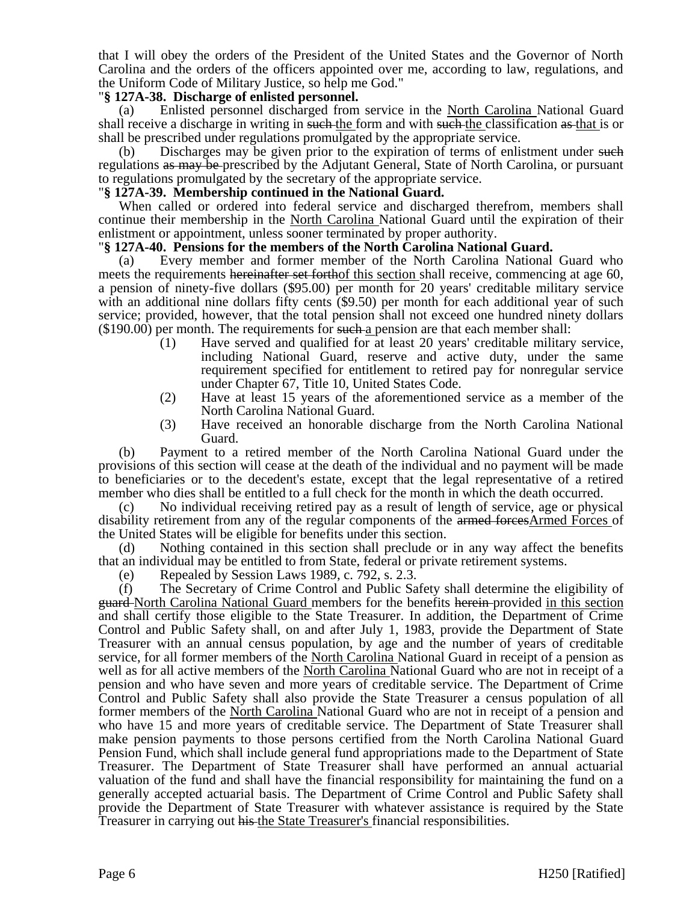that I will obey the orders of the President of the United States and the Governor of North Carolina and the orders of the officers appointed over me, according to law, regulations, and the Uniform Code of Military Justice, so help me God."

"**§ 127A-38. Discharge of enlisted personnel.**

(a) Enlisted personnel discharged from service in the North Carolina National Guard shall receive a discharge in writing in ~~such~~ the form and with ~~such~~ the classification ~~as~~ that is or shall be prescribed under regulations promulgated by the appropriate service.

(b) Discharges may be given prior to the expiration of terms of enlistment under ~~such~~ regulations ~~as may be~~ prescribed by the Adjutant General, State of North Carolina, or pursuant to regulations promulgated by the secretary of the appropriate service.

"**§ 127A-39. Membership continued in the National Guard.**

When called or ordered into federal service and discharged therefrom, members shall continue their membership in the North Carolina National Guard until the expiration of their enlistment or appointment, unless sooner terminated by proper authority.

"**§ 127A-40. Pensions for the members of the North Carolina National Guard.**

(a) Every member and former member of the North Carolina National Guard who meets the requirements ~~hereinafter set forth~~of this section shall receive, commencing at age 60, a pension of ninety-five dollars ($95.00) per month for 20 years' creditable military service with an additional nine dollars fifty cents ($9.50) per month for each additional year of such service; provided, however, that the total pension shall not exceed one hundred ninety dollars ($190.00) per month. The requirements for ~~such~~ a pension are that each member shall:

(1) Have served and qualified for at least 20 years' creditable military service, including National Guard, reserve and active duty, under the same requirement specified for entitlement to retired pay for nonregular service under Chapter 67, Title 10, United States Code.

(2) Have at least 15 years of the aforementioned service as a member of the North Carolina National Guard.

(3) Have received an honorable discharge from the North Carolina National Guard.

(b) Payment to a retired member of the North Carolina National Guard under the provisions of this section will cease at the death of the individual and no payment will be made to beneficiaries or to the decedent's estate, except that the legal representative of a retired member who dies shall be entitled to a full check for the month in which the death occurred.

(c) No individual receiving retired pay as a result of length of service, age or physical disability retirement from any of the regular components of the ~~armed forces~~Armed Forces of the United States will be eligible for benefits under this section.

(d) Nothing contained in this section shall preclude or in any way affect the benefits that an individual may be entitled to from State, federal or private retirement systems.

(e) Repealed by Session Laws 1989, c. 792, s. 2.3.

(f) The Secretary of Crime Control and Public Safety shall determine the eligibility of ~~guard~~ North Carolina National Guard members for the benefits ~~herein~~ provided in this section and shall certify those eligible to the State Treasurer. In addition, the Department of Crime Control and Public Safety shall, on and after July 1, 1983, provide the Department of State Treasurer with an annual census population, by age and the number of years of creditable service, for all former members of the North Carolina National Guard in receipt of a pension as well as for all active members of the North Carolina National Guard who are not in receipt of a pension and who have seven and more years of creditable service. The Department of Crime Control and Public Safety shall also provide the State Treasurer a census population of all former members of the North Carolina National Guard who are not in receipt of a pension and who have 15 and more years of creditable service. The Department of State Treasurer shall make pension payments to those persons certified from the North Carolina National Guard Pension Fund, which shall include general fund appropriations made to the Department of State Treasurer. The Department of State Treasurer shall have performed an annual actuarial valuation of the fund and shall have the financial responsibility for maintaining the fund on a generally accepted actuarial basis. The Department of Crime Control and Public Safety shall provide the Department of State Treasurer with whatever assistance is required by the State Treasurer in carrying out ~~his~~ the State Treasurer's financial responsibilities.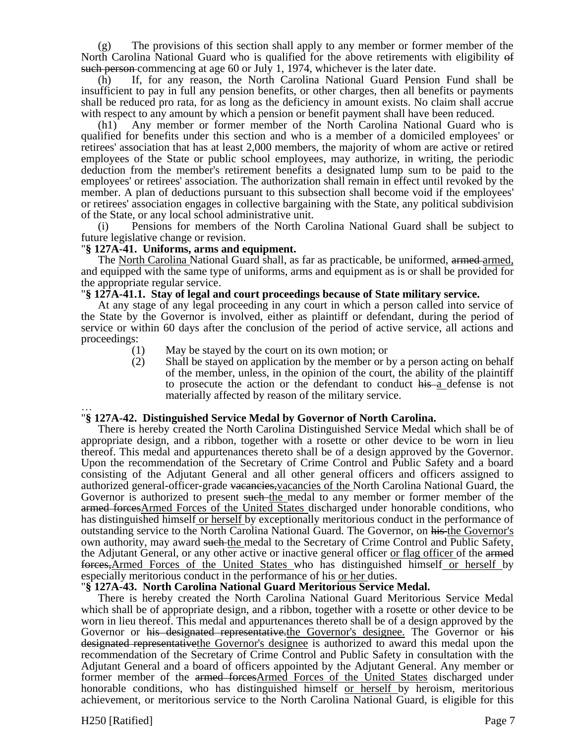(g) The provisions of this section shall apply to any member or former member of the North Carolina National Guard who is qualified for the above retirements with eligibility ~~of such person~~ commencing at age 60 or July 1, 1974, whichever is the later date.

(h) If, for any reason, the North Carolina National Guard Pension Fund shall be insufficient to pay in full any pension benefits, or other charges, then all benefits or payments shall be reduced pro rata, for as long as the deficiency in amount exists. No claim shall accrue with respect to any amount by which a pension or benefit payment shall have been reduced.

(h1) Any member or former member of the North Carolina National Guard who is qualified for benefits under this section and who is a member of a domiciled employees' or retirees' association that has at least 2,000 members, the majority of whom are active or retired employees of the State or public school employees, may authorize, in writing, the periodic deduction from the member's retirement benefits a designated lump sum to be paid to the employees' or retirees' association. The authorization shall remain in effect until revoked by the member. A plan of deductions pursuant to this subsection shall become void if the employees' or retirees' association engages in collective bargaining with the State, any political subdivision of the State, or any local school administrative unit.

(i) Pensions for members of the North Carolina National Guard shall be subject to future legislative change or revision.

"**§ 127A-41. Uniforms, arms and equipment.**

The <u>North Carolina</u> National Guard shall, as far as practicable, be uniformed, ~~armed~~ <u>armed,</u> and equipped with the same type of uniforms, arms and equipment as is or shall be provided for the appropriate regular service.

"**§ 127A-41.1. Stay of legal and court proceedings because of State military service.**

At any stage of any legal proceeding in any court in which a person called into service of the State by the Governor is involved, either as plaintiff or defendant, during the period of service or within 60 days after the conclusion of the period of active service, all actions and proceedings:

(1) May be stayed by the court on its own motion; or

(2) Shall be stayed on application by the member or by a person acting on behalf of the member, unless, in the opinion of the court, the ability of the plaintiff to prosecute the action or the defendant to conduct ~~his~~ <u>a</u> defense is not materially affected by reason of the military service.

…

"**§ 127A-42. Distinguished Service Medal by Governor of North Carolina.**

There is hereby created the North Carolina Distinguished Service Medal which shall be of appropriate design, and a ribbon, together with a rosette or other device to be worn in lieu thereof. This medal and appurtenances thereto shall be of a design approved by the Governor. Upon the recommendation of the Secretary of Crime Control and Public Safety and a board consisting of the Adjutant General and all other general officers and officers assigned to authorized general-officer-grade ~~vacancies,~~<u>vacancies of the</u> North Carolina National Guard, the Governor is authorized to present ~~such~~ <u>the</u> medal to any member or former member of the ~~armed forces~~<u>Armed Forces of the United States</u> discharged under honorable conditions, who has distinguished himself <u>or herself</u> by exceptionally meritorious conduct in the performance of outstanding service to the North Carolina National Guard. The Governor, on ~~his~~ <u>the Governor's</u> own authority, may award ~~such~~ <u>the</u> medal to the Secretary of Crime Control and Public Safety, the Adjutant General, or any other active or inactive general officer <u>or flag officer</u> of the ~~armed forces,~~<u>Armed Forces of the United States</u> who has distinguished himself <u>or herself</u> by especially meritorious conduct in the performance of his <u>or her</u> duties.

"**§ 127A-43. North Carolina National Guard Meritorious Service Medal.**

There is hereby created the North Carolina National Guard Meritorious Service Medal which shall be of appropriate design, and a ribbon, together with a rosette or other device to be worn in lieu thereof. This medal and appurtenances thereto shall be of a design approved by the Governor or ~~his designated representative.~~<u>the Governor's designee.</u> The Governor or ~~his designated representative~~<u>the Governor's designee</u> is authorized to award this medal upon the recommendation of the Secretary of Crime Control and Public Safety in consultation with the Adjutant General and a board of officers appointed by the Adjutant General. Any member or former member of the ~~armed forces~~<u>Armed Forces of the United States</u> discharged under honorable conditions, who has distinguished himself <u>or herself</u> by heroism, meritorious achievement, or meritorious service to the North Carolina National Guard, is eligible for this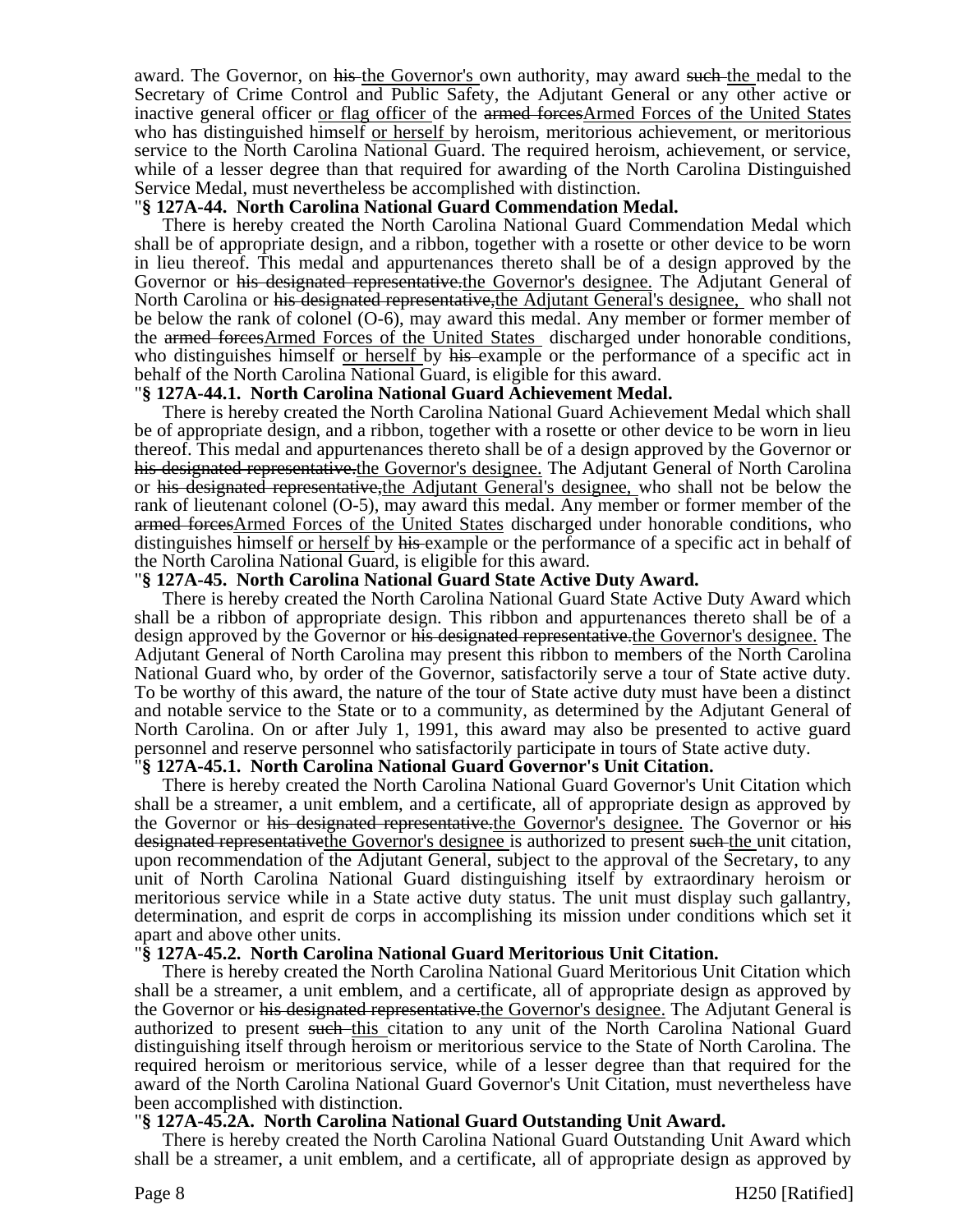award. The Governor, on his the Governor's own authority, may award such the medal to the Secretary of Crime Control and Public Safety, the Adjutant General or any other active or inactive general officer or flag officer of the armed forcesArmed Forces of the United States who has distinguished himself or herself by heroism, meritorious achievement, or meritorious service to the North Carolina National Guard. The required heroism, achievement, or service, while of a lesser degree than that required for awarding of the North Carolina Distinguished Service Medal, must nevertheless be accomplished with distinction.

"**§ 127A-44. North Carolina National Guard Commendation Medal.**

There is hereby created the North Carolina National Guard Commendation Medal which shall be of appropriate design, and a ribbon, together with a rosette or other device to be worn in lieu thereof. This medal and appurtenances thereto shall be of a design approved by the Governor or his designated representative.the Governor's designee. The Adjutant General of North Carolina or his designated representative,the Adjutant General's designee, who shall not be below the rank of colonel (O-6), may award this medal. Any member or former member of the armed forcesArmed Forces of the United States discharged under honorable conditions, who distinguishes himself or herself by his example or the performance of a specific act in behalf of the North Carolina National Guard, is eligible for this award.

"**§ 127A-44.1. North Carolina National Guard Achievement Medal.**

There is hereby created the North Carolina National Guard Achievement Medal which shall be of appropriate design, and a ribbon, together with a rosette or other device to be worn in lieu thereof. This medal and appurtenances thereto shall be of a design approved by the Governor or his designated representative.the Governor's designee. The Adjutant General of North Carolina or his designated representative,the Adjutant General's designee, who shall not be below the rank of lieutenant colonel (O-5), may award this medal. Any member or former member of the armed forcesArmed Forces of the United States discharged under honorable conditions, who distinguishes himself or herself by his example or the performance of a specific act in behalf of the North Carolina National Guard, is eligible for this award.

"**§ 127A-45. North Carolina National Guard State Active Duty Award.**

There is hereby created the North Carolina National Guard State Active Duty Award which shall be a ribbon of appropriate design. This ribbon and appurtenances thereto shall be of a design approved by the Governor or his designated representative.the Governor's designee. The Adjutant General of North Carolina may present this ribbon to members of the North Carolina National Guard who, by order of the Governor, satisfactorily serve a tour of State active duty. To be worthy of this award, the nature of the tour of State active duty must have been a distinct and notable service to the State or to a community, as determined by the Adjutant General of North Carolina. On or after July 1, 1991, this award may also be presented to active guard personnel and reserve personnel who satisfactorily participate in tours of State active duty.

"**§ 127A-45.1. North Carolina National Guard Governor's Unit Citation.**

There is hereby created the North Carolina National Guard Governor's Unit Citation which shall be a streamer, a unit emblem, and a certificate, all of appropriate design as approved by the Governor or his designated representative.the Governor's designee. The Governor or his designated representativethe Governor's designee is authorized to present such the unit citation, upon recommendation of the Adjutant General, subject to the approval of the Secretary, to any unit of North Carolina National Guard distinguishing itself by extraordinary heroism or meritorious service while in a State active duty status. The unit must display such gallantry, determination, and esprit de corps in accomplishing its mission under conditions which set it apart and above other units.

"**§ 127A-45.2. North Carolina National Guard Meritorious Unit Citation.**

There is hereby created the North Carolina National Guard Meritorious Unit Citation which shall be a streamer, a unit emblem, and a certificate, all of appropriate design as approved by the Governor or his designated representative.the Governor's designee. The Adjutant General is authorized to present such this citation to any unit of the North Carolina National Guard distinguishing itself through heroism or meritorious service to the State of North Carolina. The required heroism or meritorious service, while of a lesser degree than that required for the award of the North Carolina National Guard Governor's Unit Citation, must nevertheless have been accomplished with distinction.

"**§ 127A-45.2A. North Carolina National Guard Outstanding Unit Award.**

There is hereby created the North Carolina National Guard Outstanding Unit Award which shall be a streamer, a unit emblem, and a certificate, all of appropriate design as approved by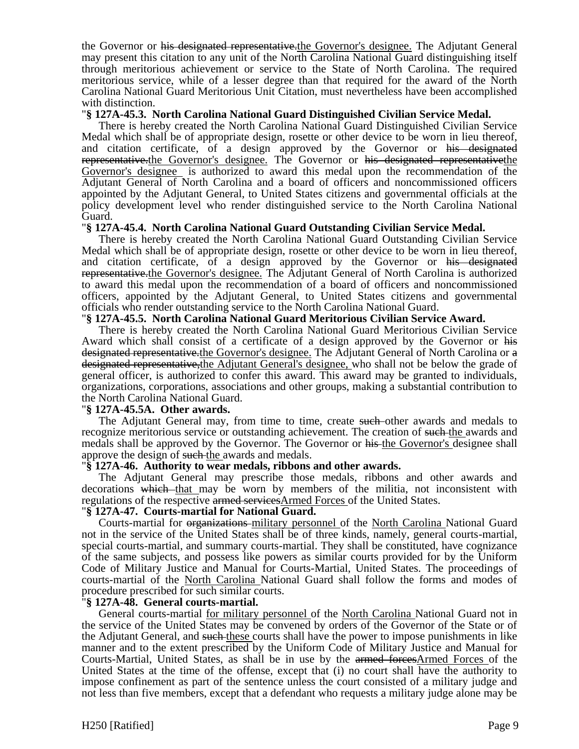the Governor or ~~his designated representative.~~<u>the Governor's designee.</u> The Adjutant General may present this citation to any unit of the North Carolina National Guard distinguishing itself through meritorious achievement or service to the State of North Carolina. The required meritorious service, while of a lesser degree than that required for the award of the North Carolina National Guard Meritorious Unit Citation, must nevertheless have been accomplished with distinction.

"**§ 127A-45.3. North Carolina National Guard Distinguished Civilian Service Medal.**

There is hereby created the North Carolina National Guard Distinguished Civilian Service Medal which shall be of appropriate design, rosette or other device to be worn in lieu thereof, and citation certificate, of a design approved by the Governor or ~~his designated representative.~~<u>the Governor's designee.</u> The Governor or ~~his designated representative~~<u>the Governor's designee</u> is authorized to award this medal upon the recommendation of the Adjutant General of North Carolina and a board of officers and noncommissioned officers appointed by the Adjutant General, to United States citizens and governmental officials at the policy development level who render distinguished service to the North Carolina National Guard.

"**§ 127A-45.4. North Carolina National Guard Outstanding Civilian Service Medal.**

There is hereby created the North Carolina National Guard Outstanding Civilian Service Medal which shall be of appropriate design, rosette or other device to be worn in lieu thereof, and citation certificate, of a design approved by the Governor or ~~his designated representative.~~<u>the Governor's designee.</u> The Adjutant General of North Carolina is authorized to award this medal upon the recommendation of a board of officers and noncommissioned officers, appointed by the Adjutant General, to United States citizens and governmental officials who render outstanding service to the North Carolina National Guard.

"**§ 127A-45.5. North Carolina National Guard Meritorious Civilian Service Award.**

There is hereby created the North Carolina National Guard Meritorious Civilian Service Award which shall consist of a certificate of a design approved by the Governor or ~~his designated representative.~~<u>the Governor's designee.</u> The Adjutant General of North Carolina or ~~a designated representative,~~<u>the Adjutant General's designee,</u> who shall not be below the grade of general officer, is authorized to confer this award. This award may be granted to individuals, organizations, corporations, associations and other groups, making a substantial contribution to the North Carolina National Guard.

"**§ 127A-45.5A. Other awards.**

The Adjutant General may, from time to time, create ~~such~~ other awards and medals to recognize meritorious service or outstanding achievement. The creation of ~~such~~ <u>the</u> awards and medals shall be approved by the Governor. The Governor or ~~his~~ <u>the Governor's</u> designee shall approve the design of ~~such~~ <u>the</u> awards and medals.

"**§ 127A-46. Authority to wear medals, ribbons and other awards.**

The Adjutant General may prescribe those medals, ribbons and other awards and decorations ~~which~~ <u>that</u> may be worn by members of the militia, not inconsistent with regulations of the respective ~~armed services~~<u>Armed Forces</u> of the United States.

"**§ 127A-47. Courts-martial for National Guard.**

Courts-martial for ~~organizations~~ <u>military personnel</u> of the <u>North Carolina</u> National Guard not in the service of the United States shall be of three kinds, namely, general courts-martial, special courts-martial, and summary courts-martial. They shall be constituted, have cognizance of the same subjects, and possess like powers as similar courts provided for by the Uniform Code of Military Justice and Manual for Courts-Martial, United States. The proceedings of courts-martial of the <u>North Carolina</u> National Guard shall follow the forms and modes of procedure prescribed for such similar courts.

"**§ 127A-48. General courts-martial.**

General courts-martial <u>for military personnel</u> of the <u>North Carolina</u> National Guard not in the service of the United States may be convened by orders of the Governor of the State or of the Adjutant General, and ~~such~~ <u>these</u> courts shall have the power to impose punishments in like manner and to the extent prescribed by the Uniform Code of Military Justice and Manual for Courts-Martial, United States, as shall be in use by the ~~armed forces~~<u>Armed Forces</u> of the United States at the time of the offense, except that (i) no court shall have the authority to impose confinement as part of the sentence unless the court consisted of a military judge and not less than five members, except that a defendant who requests a military judge alone may be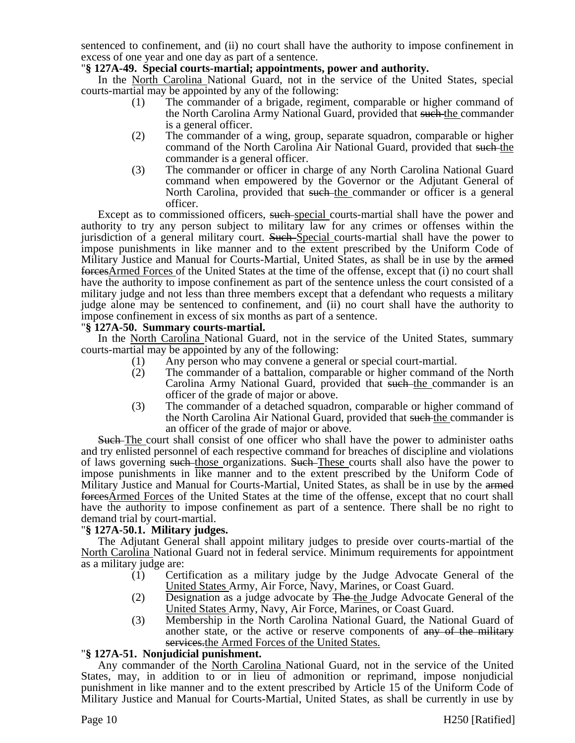sentenced to confinement, and (ii) no court shall have the authority to impose confinement in excess of one year and one day as part of a sentence.

"**§ 127A-49. Special courts-martial; appointments, power and authority.**

In the North Carolina National Guard, not in the service of the United States, special courts-martial may be appointed by any of the following:

(1) The commander of a brigade, regiment, comparable or higher command of the North Carolina Army National Guard, provided that ~~such~~ the commander is a general officer.

(2) The commander of a wing, group, separate squadron, comparable or higher command of the North Carolina Air National Guard, provided that ~~such~~ the commander is a general officer.

(3) The commander or officer in charge of any North Carolina National Guard command when empowered by the Governor or the Adjutant General of North Carolina, provided that ~~such~~ the commander or officer is a general officer.

Except as to commissioned officers, ~~such~~ special courts-martial shall have the power and authority to try any person subject to military law for any crimes or offenses within the jurisdiction of a general military court. ~~Such~~ Special courts-martial shall have the power to impose punishments in like manner and to the extent prescribed by the Uniform Code of Military Justice and Manual for Courts-Martial, United States, as shall be in use by the ~~armed forces~~Armed Forces of the United States at the time of the offense, except that (i) no court shall have the authority to impose confinement as part of the sentence unless the court consisted of a military judge and not less than three members except that a defendant who requests a military judge alone may be sentenced to confinement, and (ii) no court shall have the authority to impose confinement in excess of six months as part of a sentence.

"**§ 127A-50. Summary courts-martial.**

In the North Carolina National Guard, not in the service of the United States, summary courts-martial may be appointed by any of the following:

(1) Any person who may convene a general or special court-martial.

(2) The commander of a battalion, comparable or higher command of the North Carolina Army National Guard, provided that ~~such~~ the commander is an officer of the grade of major or above.

(3) The commander of a detached squadron, comparable or higher command of the North Carolina Air National Guard, provided that ~~such~~ the commander is an officer of the grade of major or above.

~~Such~~ The court shall consist of one officer who shall have the power to administer oaths and try enlisted personnel of each respective command for breaches of discipline and violations of laws governing ~~such~~ those organizations. ~~Such~~ These courts shall also have the power to impose punishments in like manner and to the extent prescribed by the Uniform Code of Military Justice and Manual for Courts-Martial, United States, as shall be in use by the ~~armed forces~~Armed Forces of the United States at the time of the offense, except that no court shall have the authority to impose confinement as part of a sentence. There shall be no right to demand trial by court-martial.

"**§ 127A-50.1. Military judges.**

The Adjutant General shall appoint military judges to preside over courts-martial of the North Carolina National Guard not in federal service. Minimum requirements for appointment as a military judge are:

(1) Certification as a military judge by the Judge Advocate General of the United States Army, Air Force, Navy, Marines, or Coast Guard.

(2) Designation as a judge advocate by ~~The~~ the Judge Advocate General of the United States Army, Navy, Air Force, Marines, or Coast Guard.

(3) Membership in the North Carolina National Guard, the National Guard of another state, or the active or reserve components of ~~any of the military services.~~the Armed Forces of the United States.

"**§ 127A-51. Nonjudicial punishment.**

Any commander of the North Carolina National Guard, not in the service of the United States, may, in addition to or in lieu of admonition or reprimand, impose nonjudicial punishment in like manner and to the extent prescribed by Article 15 of the Uniform Code of Military Justice and Manual for Courts-Martial, United States, as shall be currently in use by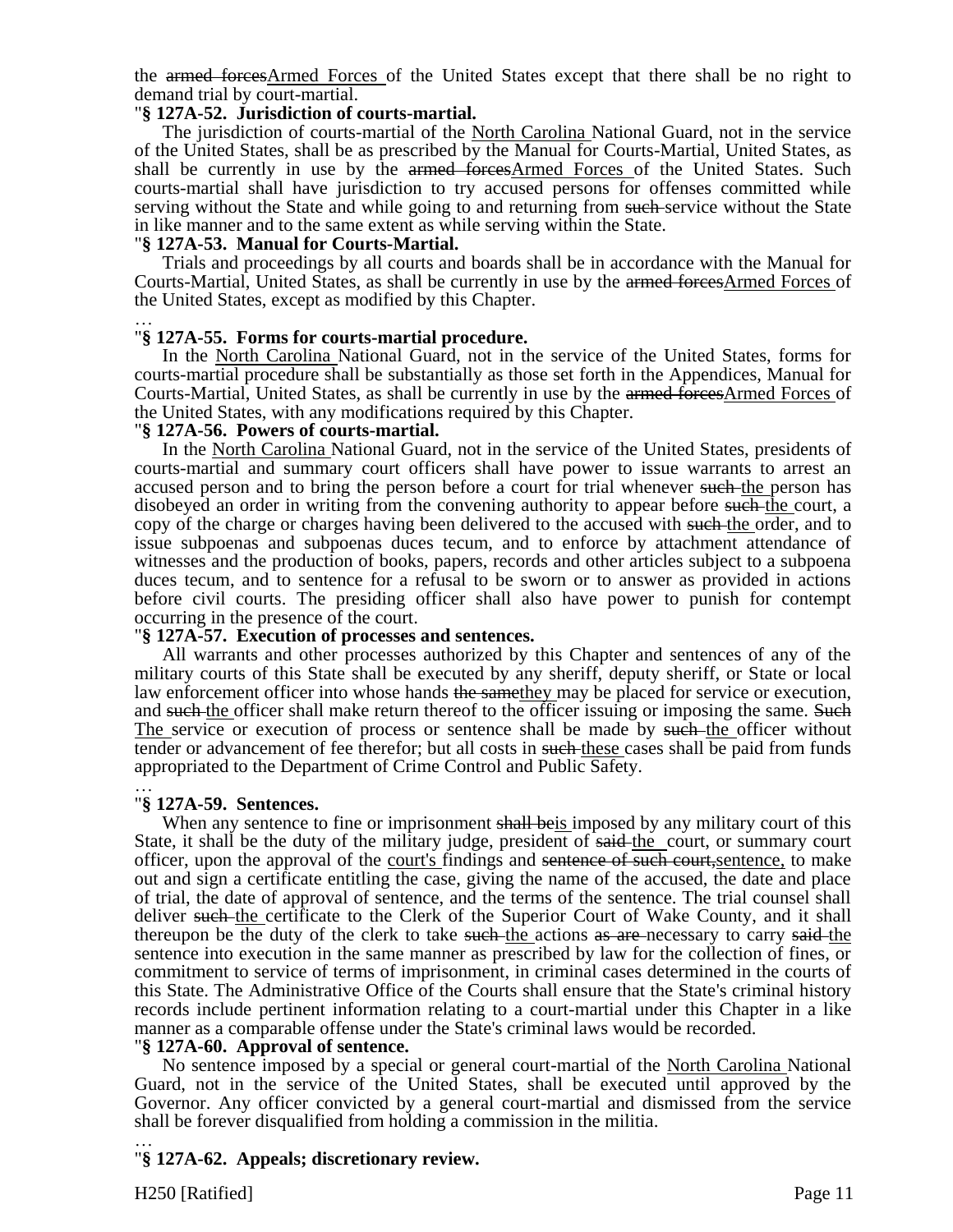the ~~armed forces~~<u>Armed Forces</u> of the United States except that there shall be no right to demand trial by court-martial.

"**§ 127A-52. Jurisdiction of courts-martial.**

The jurisdiction of courts-martial of the <u>North Carolina</u> National Guard, not in the service of the United States, shall be as prescribed by the Manual for Courts-Martial, United States, as shall be currently in use by the ~~armed forces~~<u>Armed Forces</u> of the United States. Such courts-martial shall have jurisdiction to try accused persons for offenses committed while serving without the State and while going to and returning from ~~such~~ service without the State in like manner and to the same extent as while serving within the State.

"**§ 127A-53. Manual for Courts-Martial.**

Trials and proceedings by all courts and boards shall be in accordance with the Manual for Courts-Martial, United States, as shall be currently in use by the ~~armed forces~~<u>Armed Forces</u> of the United States, except as modified by this Chapter.

…

"**§ 127A-55. Forms for courts-martial procedure.**

In the <u>North Carolina</u> National Guard, not in the service of the United States, forms for courts-martial procedure shall be substantially as those set forth in the Appendices, Manual for Courts-Martial, United States, as shall be currently in use by the ~~armed forces~~<u>Armed Forces</u> of the United States, with any modifications required by this Chapter.

"**§ 127A-56. Powers of courts-martial.**

In the <u>North Carolina</u> National Guard, not in the service of the United States, presidents of courts-martial and summary court officers shall have power to issue warrants to arrest an accused person and to bring the person before a court for trial whenever ~~such~~ <u>the</u> person has disobeyed an order in writing from the convening authority to appear before ~~such~~ <u>the</u> court, a copy of the charge or charges having been delivered to the accused with ~~such~~ <u>the</u> order, and to issue subpoenas and subpoenas duces tecum, and to enforce by attachment attendance of witnesses and the production of books, papers, records and other articles subject to a subpoena duces tecum, and to sentence for a refusal to be sworn or to answer as provided in actions before civil courts. The presiding officer shall also have power to punish for contempt occurring in the presence of the court.

"**§ 127A-57. Execution of processes and sentences.**

All warrants and other processes authorized by this Chapter and sentences of any of the military courts of this State shall be executed by any sheriff, deputy sheriff, or State or local law enforcement officer into whose hands ~~the same~~<u>they</u> may be placed for service or execution, and ~~such~~ <u>the</u> officer shall make return thereof to the officer issuing or imposing the same. ~~Such~~ <u>The</u> service or execution of process or sentence shall be made by ~~such~~ <u>the</u> officer without tender or advancement of fee therefor; but all costs in ~~such~~ <u>these</u> cases shall be paid from funds appropriated to the Department of Crime Control and Public Safety.

…

"**§ 127A-59. Sentences.**

When any sentence to fine or imprisonment ~~shall be~~<u>is</u> imposed by any military court of this State, it shall be the duty of the military judge, president of ~~said~~ <u>the</u> court, or summary court officer, upon the approval of the <u>court's</u> findings and ~~sentence of such court,~~<u>sentence,</u> to make out and sign a certificate entitling the case, giving the name of the accused, the date and place of trial, the date of approval of sentence, and the terms of the sentence. The trial counsel shall deliver ~~such~~ <u>the</u> certificate to the Clerk of the Superior Court of Wake County, and it shall thereupon be the duty of the clerk to take ~~such~~ <u>the</u> actions ~~as are~~ necessary to carry ~~said~~ <u>the</u> sentence into execution in the same manner as prescribed by law for the collection of fines, or commitment to service of terms of imprisonment, in criminal cases determined in the courts of this State. The Administrative Office of the Courts shall ensure that the State's criminal history records include pertinent information relating to a court-martial under this Chapter in a like manner as a comparable offense under the State's criminal laws would be recorded.

"**§ 127A-60. Approval of sentence.**

No sentence imposed by a special or general court-martial of the <u>North Carolina</u> National Guard, not in the service of the United States, shall be executed until approved by the Governor. Any officer convicted by a general court-martial and dismissed from the service shall be forever disqualified from holding a commission in the militia.

…

"**§ 127A-62. Appeals; discretionary review.**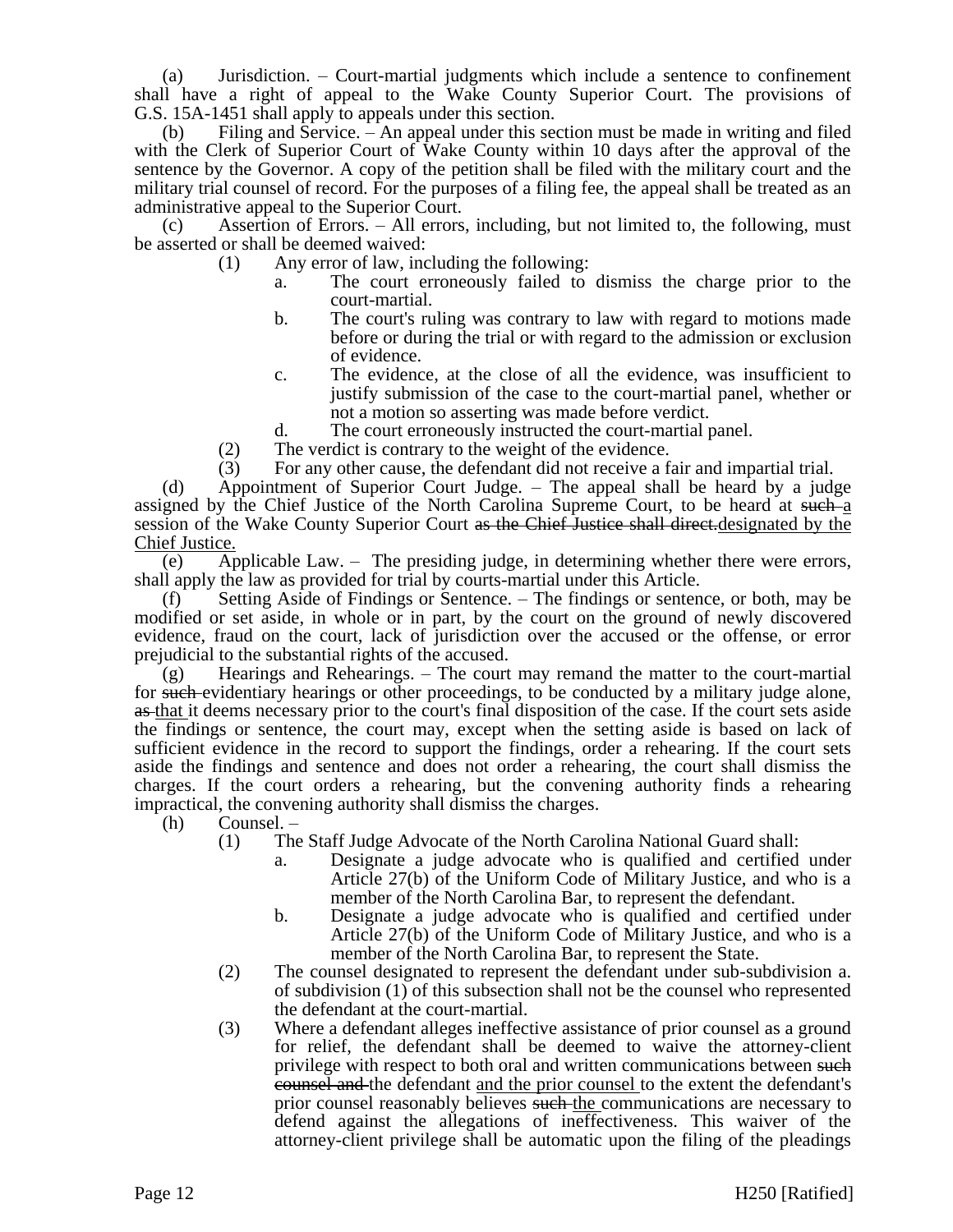(a) Jurisdiction. – Court-martial judgments which include a sentence to confinement shall have a right of appeal to the Wake County Superior Court. The provisions of G.S. 15A-1451 shall apply to appeals under this section.

(b) Filing and Service. – An appeal under this section must be made in writing and filed with the Clerk of Superior Court of Wake County within 10 days after the approval of the sentence by the Governor. A copy of the petition shall be filed with the military court and the military trial counsel of record. For the purposes of a filing fee, the appeal shall be treated as an administrative appeal to the Superior Court.

(c) Assertion of Errors. – All errors, including, but not limited to, the following, must be asserted or shall be deemed waived:

- (1) Any error of law, including the following:
  - a. The court erroneously failed to dismiss the charge prior to the court-martial.
  - b. The court's ruling was contrary to law with regard to motions made before or during the trial or with regard to the admission or exclusion of evidence.
  - c. The evidence, at the close of all the evidence, was insufficient to justify submission of the case to the court-martial panel, whether or not a motion so asserting was made before verdict.
  - d. The court erroneously instructed the court-martial panel.
- (2) The verdict is contrary to the weight of the evidence.
- (3) For any other cause, the defendant did not receive a fair and impartial trial.

(d) Appointment of Superior Court Judge. – The appeal shall be heard by a judge assigned by the Chief Justice of the North Carolina Supreme Court, to be heard at ~~such~~ <u>a</u> session of the Wake County Superior Court ~~as the Chief Justice shall direct.~~<u>designated by the Chief Justice.</u>

(e) Applicable Law. – The presiding judge, in determining whether there were errors, shall apply the law as provided for trial by courts-martial under this Article.

(f) Setting Aside of Findings or Sentence. – The findings or sentence, or both, may be modified or set aside, in whole or in part, by the court on the ground of newly discovered evidence, fraud on the court, lack of jurisdiction over the accused or the offense, or error prejudicial to the substantial rights of the accused.

(g) Hearings and Rehearings. – The court may remand the matter to the court-martial for ~~such~~ evidentiary hearings or other proceedings, to be conducted by a military judge alone, ~~as~~ <u>that</u> it deems necessary prior to the court's final disposition of the case. If the court sets aside the findings or sentence, the court may, except when the setting aside is based on lack of sufficient evidence in the record to support the findings, order a rehearing. If the court sets aside the findings and sentence and does not order a rehearing, the court shall dismiss the charges. If the court orders a rehearing, but the convening authority finds a rehearing impractical, the convening authority shall dismiss the charges.

(h) Counsel. –

- (1) The Staff Judge Advocate of the North Carolina National Guard shall:
  - a. Designate a judge advocate who is qualified and certified under Article 27(b) of the Uniform Code of Military Justice, and who is a member of the North Carolina Bar, to represent the defendant.
  - b. Designate a judge advocate who is qualified and certified under Article 27(b) of the Uniform Code of Military Justice, and who is a member of the North Carolina Bar, to represent the State.
- (2) The counsel designated to represent the defendant under sub-subdivision a. of subdivision (1) of this subsection shall not be the counsel who represented the defendant at the court-martial.
- (3) Where a defendant alleges ineffective assistance of prior counsel as a ground for relief, the defendant shall be deemed to waive the attorney-client privilege with respect to both oral and written communications between ~~such counsel and~~ the defendant <u>and the prior counsel</u> to the extent the defendant's prior counsel reasonably believes ~~such~~ <u>the</u> communications are necessary to defend against the allegations of ineffectiveness. This waiver of the attorney-client privilege shall be automatic upon the filing of the pleadings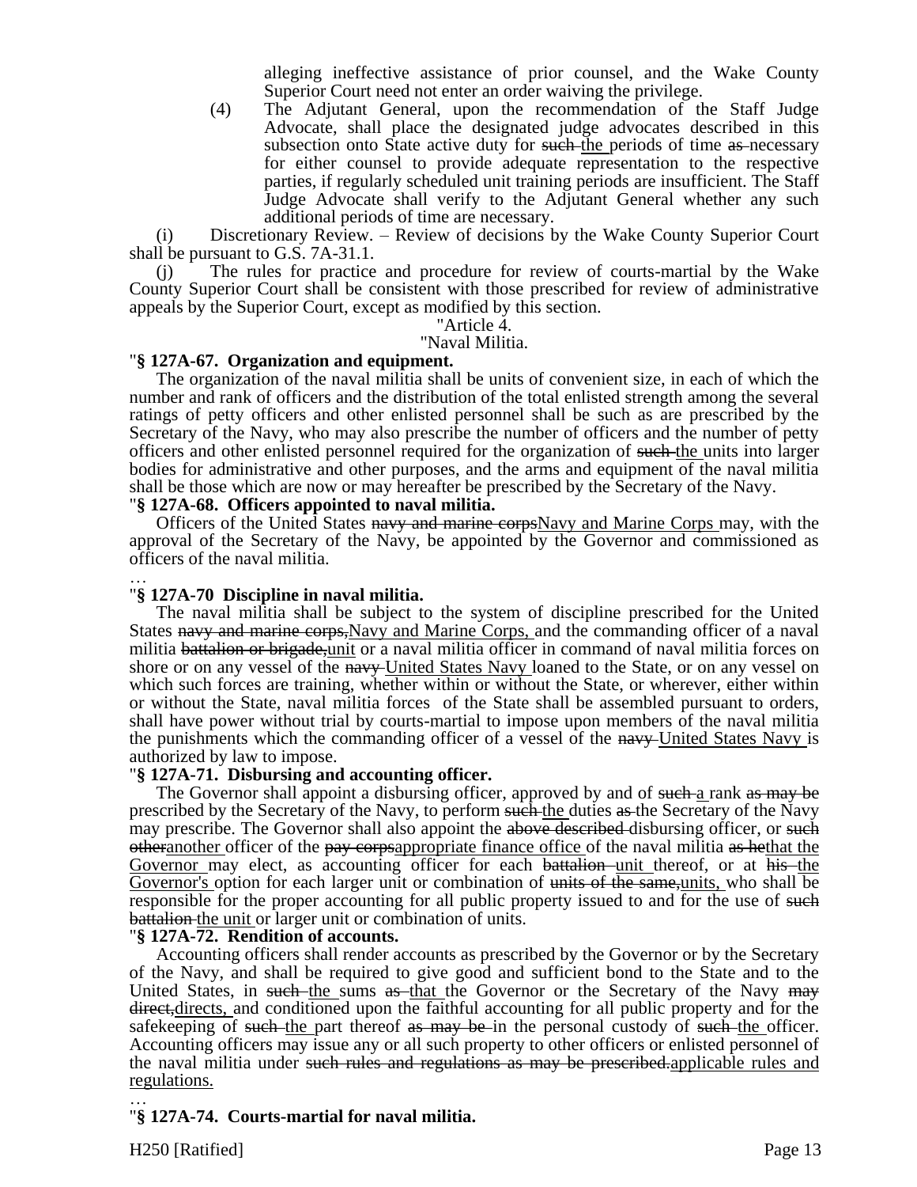alleging ineffective assistance of prior counsel, and the Wake County Superior Court need not enter an order waiving the privilege.

(4) The Adjutant General, upon the recommendation of the Staff Judge Advocate, shall place the designated judge advocates described in this subsection onto State active duty for ~~such~~ <u>the</u> periods of time ~~as~~ necessary for either counsel to provide adequate representation to the respective parties, if regularly scheduled unit training periods are insufficient. The Staff Judge Advocate shall verify to the Adjutant General whether any such additional periods of time are necessary.

(i) Discretionary Review. – Review of decisions by the Wake County Superior Court shall be pursuant to G.S. 7A-31.1.

(j) The rules for practice and procedure for review of courts-martial by the Wake County Superior Court shall be consistent with those prescribed for review of administrative appeals by the Superior Court, except as modified by this section.

"Article 4.

"Naval Militia.

"**§ 127A-67. Organization and equipment.**

The organization of the naval militia shall be units of convenient size, in each of which the number and rank of officers and the distribution of the total enlisted strength among the several ratings of petty officers and other enlisted personnel shall be such as are prescribed by the Secretary of the Navy, who may also prescribe the number of officers and the number of petty officers and other enlisted personnel required for the organization of ~~such~~ <u>the</u> units into larger bodies for administrative and other purposes, and the arms and equipment of the naval militia shall be those which are now or may hereafter be prescribed by the Secretary of the Navy.

"**§ 127A-68. Officers appointed to naval militia.**

Officers of the United States ~~navy and marine corps~~<u>Navy and Marine Corps</u> may, with the approval of the Secretary of the Navy, be appointed by the Governor and commissioned as officers of the naval militia.

…

"**§ 127A-70 Discipline in naval militia.**

The naval militia shall be subject to the system of discipline prescribed for the United States ~~navy and marine corps,~~<u>Navy and Marine Corps,</u> and the commanding officer of a naval militia ~~battalion or brigade,~~<u>unit</u> or a naval militia officer in command of naval militia forces on shore or on any vessel of the ~~navy~~ <u>United States Navy</u> loaned to the State, or on any vessel on which such forces are training, whether within or without the State, or wherever, either within or without the State, naval militia forces of the State shall be assembled pursuant to orders, shall have power without trial by courts-martial to impose upon members of the naval militia the punishments which the commanding officer of a vessel of the ~~navy~~ <u>United States Navy</u> is authorized by law to impose.

"**§ 127A-71. Disbursing and accounting officer.**

The Governor shall appoint a disbursing officer, approved by and of ~~such~~ <u>a</u> rank ~~as may be~~ prescribed by the Secretary of the Navy, to perform ~~such~~ <u>the</u> duties ~~as~~ the Secretary of the Navy may prescribe. The Governor shall also appoint the ~~above described~~ disbursing officer, or ~~such other~~<u>another</u> officer of the ~~pay corps~~<u>appropriate finance office</u> of the naval militia ~~as he~~<u>that the Governor</u> may elect, as accounting officer for each ~~battalion~~ <u>unit</u> thereof, or at ~~his~~ <u>the Governor's</u> option for each larger unit or combination of ~~units of the same,~~<u>units,</u> who shall be responsible for the proper accounting for all public property issued to and for the use of ~~such battalion~~ <u>the unit</u> or larger unit or combination of units.

"**§ 127A-72. Rendition of accounts.**

Accounting officers shall render accounts as prescribed by the Governor or by the Secretary of the Navy, and shall be required to give good and sufficient bond to the State and to the United States, in ~~such~~ <u>the</u> sums ~~as~~ <u>that</u> the Governor or the Secretary of the Navy ~~may direct,~~<u>directs,</u> and conditioned upon the faithful accounting for all public property and for the safekeeping of ~~such~~ <u>the</u> part thereof ~~as may be~~ in the personal custody of ~~such~~ <u>the</u> officer. Accounting officers may issue any or all such property to other officers or enlisted personnel of the naval militia under ~~such rules and regulations as may be prescribed.~~<u>applicable rules and regulations.</u>

…

"**§ 127A-74. Courts-martial for naval militia.**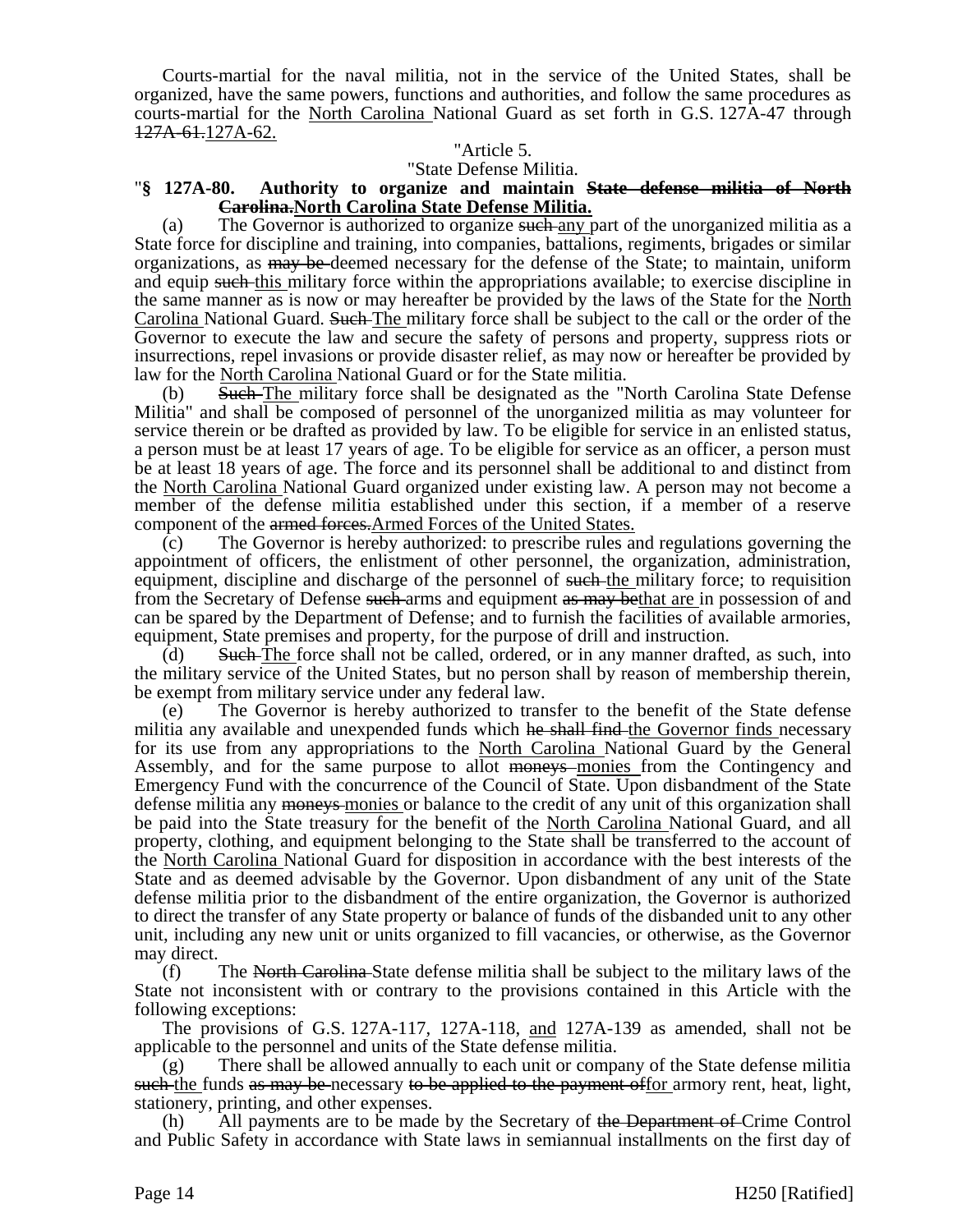Courts-martial for the naval militia, not in the service of the United States, shall be organized, have the same powers, functions and authorities, and follow the same procedures as courts-martial for the North Carolina National Guard as set forth in G.S. 127A-47 through ~~127A-61.~~127A-62.

"Article 5.

"State Defense Militia.

"**§ 127A-80. Authority to organize and maintain ~~State defense militia of North Carolina.~~North Carolina State Defense Militia.**

(a) The Governor is authorized to organize ~~such~~ any part of the unorganized militia as a State force for discipline and training, into companies, battalions, regiments, brigades or similar organizations, as ~~may be~~ deemed necessary for the defense of the State; to maintain, uniform and equip ~~such~~ this military force within the appropriations available; to exercise discipline in the same manner as is now or may hereafter be provided by the laws of the State for the North Carolina National Guard. ~~Such~~ The military force shall be subject to the call or the order of the Governor to execute the law and secure the safety of persons and property, suppress riots or insurrections, repel invasions or provide disaster relief, as may now or hereafter be provided by law for the North Carolina National Guard or for the State militia.

(b) ~~Such~~ The military force shall be designated as the "North Carolina State Defense Militia" and shall be composed of personnel of the unorganized militia as may volunteer for service therein or be drafted as provided by law. To be eligible for service in an enlisted status, a person must be at least 17 years of age. To be eligible for service as an officer, a person must be at least 18 years of age. The force and its personnel shall be additional to and distinct from the North Carolina National Guard organized under existing law. A person may not become a member of the defense militia established under this section, if a member of a reserve component of the ~~armed forces.~~Armed Forces of the United States.

(c) The Governor is hereby authorized: to prescribe rules and regulations governing the appointment of officers, the enlistment of other personnel, the organization, administration, equipment, discipline and discharge of the personnel of ~~such~~ the military force; to requisition from the Secretary of Defense ~~such~~ arms and equipment ~~as may be~~that are in possession of and can be spared by the Department of Defense; and to furnish the facilities of available armories, equipment, State premises and property, for the purpose of drill and instruction.

(d) ~~Such~~ The force shall not be called, ordered, or in any manner drafted, as such, into the military service of the United States, but no person shall by reason of membership therein, be exempt from military service under any federal law.

(e) The Governor is hereby authorized to transfer to the benefit of the State defense militia any available and unexpended funds which ~~he shall find~~ the Governor finds necessary for its use from any appropriations to the North Carolina National Guard by the General Assembly, and for the same purpose to allot ~~moneys~~ monies from the Contingency and Emergency Fund with the concurrence of the Council of State. Upon disbandment of the State defense militia any ~~moneys~~ monies or balance to the credit of any unit of this organization shall be paid into the State treasury for the benefit of the North Carolina National Guard, and all property, clothing, and equipment belonging to the State shall be transferred to the account of the North Carolina National Guard for disposition in accordance with the best interests of the State and as deemed advisable by the Governor. Upon disbandment of any unit of the State defense militia prior to the disbandment of the entire organization, the Governor is authorized to direct the transfer of any State property or balance of funds of the disbanded unit to any other unit, including any new unit or units organized to fill vacancies, or otherwise, as the Governor may direct.

(f) The ~~North Carolina~~ State defense militia shall be subject to the military laws of the State not inconsistent with or contrary to the provisions contained in this Article with the following exceptions:

The provisions of G.S. 127A-117, 127A-118, and 127A-139 as amended, shall not be applicable to the personnel and units of the State defense militia.

(g) There shall be allowed annually to each unit or company of the State defense militia ~~such~~ the funds ~~as may be~~ necessary ~~to be applied to the payment of~~for armory rent, heat, light, stationery, printing, and other expenses.

(h) All payments are to be made by the Secretary of ~~the Department of~~ Crime Control and Public Safety in accordance with State laws in semiannual installments on the first day of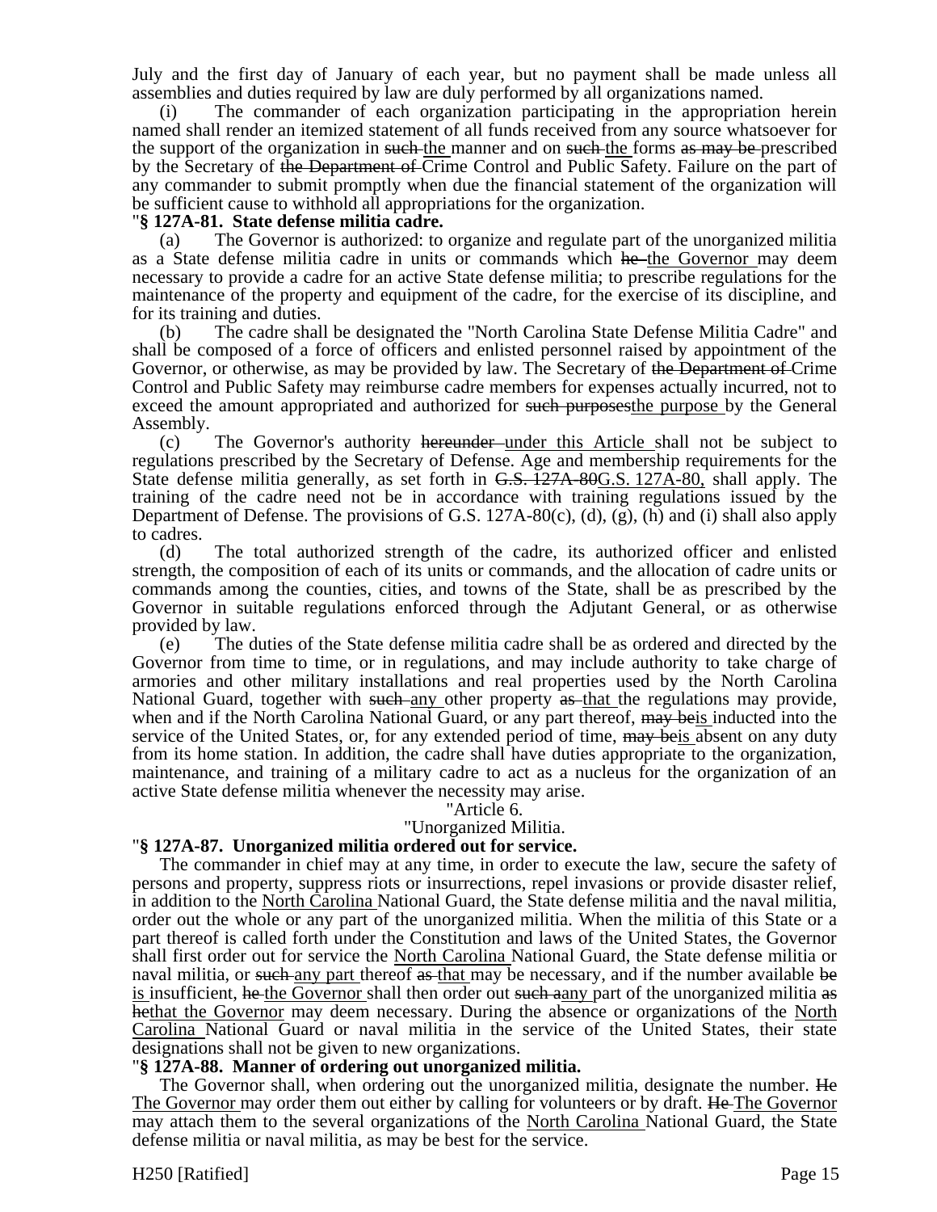July and the first day of January of each year, but no payment shall be made unless all assemblies and duties required by law are duly performed by all organizations named.

(i) The commander of each organization participating in the appropriation herein named shall render an itemized statement of all funds received from any source whatsoever for the support of the organization in ~~such~~ the manner and on ~~such~~ the forms ~~as may be~~ prescribed by the Secretary of ~~the Department of~~ Crime Control and Public Safety. Failure on the part of any commander to submit promptly when due the financial statement of the organization will be sufficient cause to withhold all appropriations for the organization.

"**§ 127A-81. State defense militia cadre.**

(a) The Governor is authorized: to organize and regulate part of the unorganized militia as a State defense militia cadre in units or commands which ~~he~~ the Governor may deem necessary to provide a cadre for an active State defense militia; to prescribe regulations for the maintenance of the property and equipment of the cadre, for the exercise of its discipline, and for its training and duties.

(b) The cadre shall be designated the "North Carolina State Defense Militia Cadre" and shall be composed of a force of officers and enlisted personnel raised by appointment of the Governor, or otherwise, as may be provided by law. The Secretary of ~~the Department of~~ Crime Control and Public Safety may reimburse cadre members for expenses actually incurred, not to exceed the amount appropriated and authorized for ~~such purposes~~the purpose by the General Assembly.

(c) The Governor's authority ~~hereunder~~ under this Article shall not be subject to regulations prescribed by the Secretary of Defense. Age and membership requirements for the State defense militia generally, as set forth in ~~G.S. 127A-80~~G.S. 127A-80, shall apply. The training of the cadre need not be in accordance with training regulations issued by the Department of Defense. The provisions of G.S. 127A-80(c), (d), (g), (h) and (i) shall also apply to cadres.

(d) The total authorized strength of the cadre, its authorized officer and enlisted strength, the composition of each of its units or commands, and the allocation of cadre units or commands among the counties, cities, and towns of the State, shall be as prescribed by the Governor in suitable regulations enforced through the Adjutant General, or as otherwise provided by law.

(e) The duties of the State defense militia cadre shall be as ordered and directed by the Governor from time to time, or in regulations, and may include authority to take charge of armories and other military installations and real properties used by the North Carolina National Guard, together with ~~such~~ any other property ~~as~~ that the regulations may provide, when and if the North Carolina National Guard, or any part thereof, ~~may be~~is inducted into the service of the United States, or, for any extended period of time, ~~may be~~is absent on any duty from its home station. In addition, the cadre shall have duties appropriate to the organization, maintenance, and training of a military cadre to act as a nucleus for the organization of an active State defense militia whenever the necessity may arise.

"Article 6.

"Unorganized Militia.

"**§ 127A-87. Unorganized militia ordered out for service.**

The commander in chief may at any time, in order to execute the law, secure the safety of persons and property, suppress riots or insurrections, repel invasions or provide disaster relief, in addition to the North Carolina National Guard, the State defense militia and the naval militia, order out the whole or any part of the unorganized militia. When the militia of this State or a part thereof is called forth under the Constitution and laws of the United States, the Governor shall first order out for service the North Carolina National Guard, the State defense militia or naval militia, or ~~such~~ any part thereof ~~as~~ that may be necessary, and if the number available ~~be~~ is insufficient, ~~he~~ the Governor shall then order out ~~such a~~any part of the unorganized militia ~~as he~~that the Governor may deem necessary. During the absence or organizations of the North Carolina National Guard or naval militia in the service of the United States, their state designations shall not be given to new organizations.

"**§ 127A-88. Manner of ordering out unorganized militia.**

The Governor shall, when ordering out the unorganized militia, designate the number. ~~He~~ The Governor may order them out either by calling for volunteers or by draft. ~~He~~ The Governor may attach them to the several organizations of the North Carolina National Guard, the State defense militia or naval militia, as may be best for the service.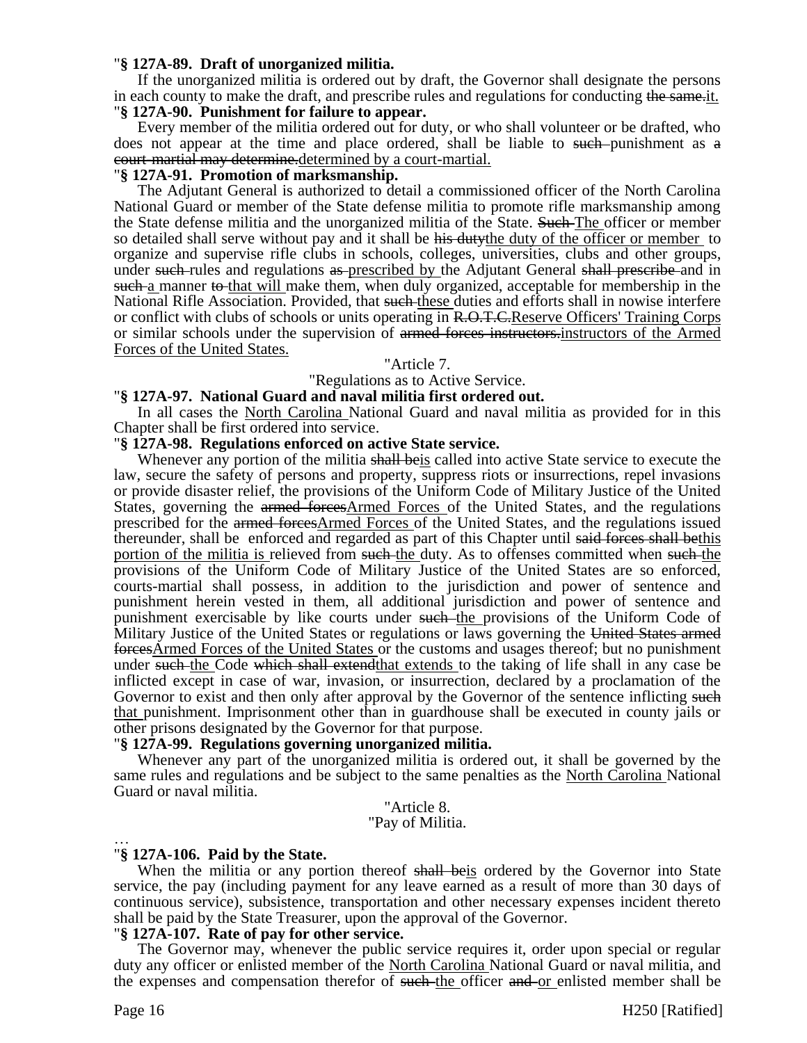"**§ 127A-89. Draft of unorganized militia.**

If the unorganized militia is ordered out by draft, the Governor shall designate the persons in each county to make the draft, and prescribe rules and regulations for conducting ~~the same.~~it.

"**§ 127A-90. Punishment for failure to appear.**

Every member of the militia ordered out for duty, or who shall volunteer or be drafted, who does not appear at the time and place ordered, shall be liable to ~~such~~ punishment as ~~a court-martial may determine.~~determined by a court-martial.

"**§ 127A-91. Promotion of marksmanship.**

The Adjutant General is authorized to detail a commissioned officer of the North Carolina National Guard or member of the State defense militia to promote rifle marksmanship among the State defense militia and the unorganized militia of the State. ~~Such~~ The officer or member so detailed shall serve without pay and it shall be ~~his duty~~the duty of the officer or member to organize and supervise rifle clubs in schools, colleges, universities, clubs and other groups, under ~~such~~ rules and regulations ~~as~~ prescribed by the Adjutant General ~~shall prescribe~~ and in ~~such~~ a manner ~~to~~ that will make them, when duly organized, acceptable for membership in the National Rifle Association. Provided, that ~~such~~ these duties and efforts shall in nowise interfere or conflict with clubs of schools or units operating in ~~R.O.T.C.~~Reserve Officers' Training Corps or similar schools under the supervision of ~~armed forces instructors.~~instructors of the Armed Forces of the United States.

"Article 7.

"Regulations as to Active Service.

"**§ 127A-97. National Guard and naval militia first ordered out.**

In all cases the North Carolina National Guard and naval militia as provided for in this Chapter shall be first ordered into service.

"**§ 127A-98. Regulations enforced on active State service.**

Whenever any portion of the militia ~~shall be~~is called into active State service to execute the law, secure the safety of persons and property, suppress riots or insurrections, repel invasions or provide disaster relief, the provisions of the Uniform Code of Military Justice of the United States, governing the ~~armed forces~~Armed Forces of the United States, and the regulations prescribed for the ~~armed forces~~Armed Forces of the United States, and the regulations issued thereunder, shall be enforced and regarded as part of this Chapter until ~~said forces shall be~~this portion of the militia is relieved from ~~such~~ the duty. As to offenses committed when ~~such~~ the provisions of the Uniform Code of Military Justice of the United States are so enforced, courts-martial shall possess, in addition to the jurisdiction and power of sentence and punishment herein vested in them, all additional jurisdiction and power of sentence and punishment exercisable by like courts under ~~such~~ the provisions of the Uniform Code of Military Justice of the United States or regulations or laws governing the ~~United States armed forces~~Armed Forces of the United States or the customs and usages thereof; but no punishment under ~~such~~ the Code ~~which shall extend~~that extends to the taking of life shall in any case be inflicted except in case of war, invasion, or insurrection, declared by a proclamation of the Governor to exist and then only after approval by the Governor of the sentence inflicting ~~such~~ that punishment. Imprisonment other than in guardhouse shall be executed in county jails or other prisons designated by the Governor for that purpose.

"**§ 127A-99. Regulations governing unorganized militia.**

Whenever any part of the unorganized militia is ordered out, it shall be governed by the same rules and regulations and be subject to the same penalties as the North Carolina National Guard or naval militia.

"Article 8.

"Pay of Militia.

…

"**§ 127A-106. Paid by the State.**

When the militia or any portion thereof ~~shall be~~is ordered by the Governor into State service, the pay (including payment for any leave earned as a result of more than 30 days of continuous service), subsistence, transportation and other necessary expenses incident thereto shall be paid by the State Treasurer, upon the approval of the Governor.

"**§ 127A-107. Rate of pay for other service.**

The Governor may, whenever the public service requires it, order upon special or regular duty any officer or enlisted member of the North Carolina National Guard or naval militia, and the expenses and compensation therefor of ~~such~~ the officer ~~and~~ or enlisted member shall be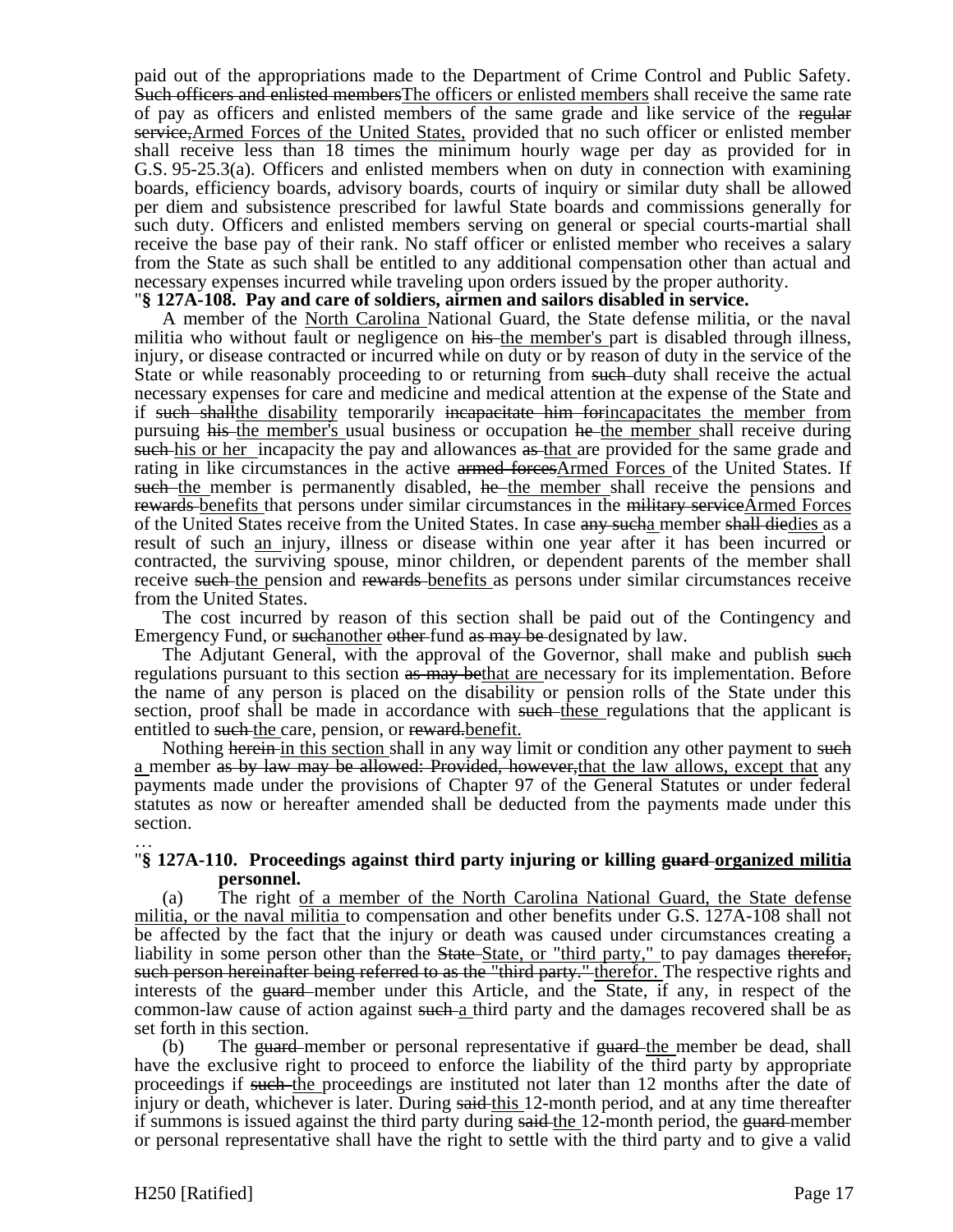paid out of the appropriations made to the Department of Crime Control and Public Safety. ~~Such officers and enlisted members~~<u>The officers or enlisted members</u> shall receive the same rate of pay as officers and enlisted members of the same grade and like service of the ~~regular service,~~<u>Armed Forces of the United States,</u> provided that no such officer or enlisted member shall receive less than 18 times the minimum hourly wage per day as provided for in G.S. 95-25.3(a). Officers and enlisted members when on duty in connection with examining boards, efficiency boards, advisory boards, courts of inquiry or similar duty shall be allowed per diem and subsistence prescribed for lawful State boards and commissions generally for such duty. Officers and enlisted members serving on general or special courts-martial shall receive the base pay of their rank. No staff officer or enlisted member who receives a salary from the State as such shall be entitled to any additional compensation other than actual and necessary expenses incurred while traveling upon orders issued by the proper authority.

**"§ 127A-108. Pay and care of soldiers, airmen and sailors disabled in service.**

A member of the <u>North Carolina</u> National Guard, the State defense militia, or the naval militia who without fault or negligence on ~~his~~ <u>the member's</u> part is disabled through illness, injury, or disease contracted or incurred while on duty or by reason of duty in the service of the State or while reasonably proceeding to or returning from ~~such~~ duty shall receive the actual necessary expenses for care and medicine and medical attention at the expense of the State and if ~~such shall~~<u>the disability</u> temporarily ~~incapacitate him for~~<u>incapacitates the member from</u> pursuing ~~his~~ <u>the member's</u> usual business or occupation ~~he~~ <u>the member</u> shall receive during ~~such~~ <u>his or her</u> incapacity the pay and allowances ~~as~~ <u>that</u> are provided for the same grade and rating in like circumstances in the active ~~armed forces~~<u>Armed Forces</u> of the United States. If ~~such~~ <u>the</u> member is permanently disabled, ~~he~~ <u>the member</u> shall receive the pensions and ~~rewards~~ <u>benefits</u> that persons under similar circumstances in the ~~military service~~<u>Armed Forces</u> of the United States receive from the United States. In case ~~any such~~<u>a</u> member ~~shall die~~<u>dies</u> as a result of such <u>an</u> injury, illness or disease within one year after it has been incurred or contracted, the surviving spouse, minor children, or dependent parents of the member shall receive ~~such~~ <u>the</u> pension and ~~rewards~~ <u>benefits</u> as persons under similar circumstances receive from the United States.

The cost incurred by reason of this section shall be paid out of the Contingency and Emergency Fund, or ~~such~~<u>another</u> ~~other~~ fund ~~as may be~~ designated by law.

The Adjutant General, with the approval of the Governor, shall make and publish ~~such~~ regulations pursuant to this section ~~as may be~~<u>that are</u> necessary for its implementation. Before the name of any person is placed on the disability or pension rolls of the State under this section, proof shall be made in accordance with ~~such~~ <u>these</u> regulations that the applicant is entitled to ~~such~~ <u>the</u> care, pension, or ~~reward.~~<u>benefit.</u>

Nothing ~~herein~~ <u>in this section</u> shall in any way limit or condition any other payment to ~~such~~ <u>a</u> member ~~as by law may be allowed: Provided, however,~~<u>that the law allows, except that</u> any payments made under the provisions of Chapter 97 of the General Statutes or under federal statutes as now or hereafter amended shall be deducted from the payments made under this section.

…

**"§ 127A-110. Proceedings against third party injuring or killing ~~guard~~ <u>organized militia</u> personnel.**

(a) The right <u>of a member of the North Carolina National Guard, the State defense militia, or the naval militia</u> to compensation and other benefits under G.S. 127A-108 shall not be affected by the fact that the injury or death was caused under circumstances creating a liability in some person other than the ~~State~~ <u>State, or "third party,"</u> to pay damages ~~therefor, such person hereinafter being referred to as the "third party."~~ <u>therefor.</u> The respective rights and interests of the ~~guard~~ member under this Article, and the State, if any, in respect of the common-law cause of action against ~~such~~ <u>a</u> third party and the damages recovered shall be as set forth in this section.

(b) The ~~guard~~ member or personal representative if ~~guard~~ <u>the</u> member be dead, shall have the exclusive right to proceed to enforce the liability of the third party by appropriate proceedings if ~~such~~ <u>the</u> proceedings are instituted not later than 12 months after the date of injury or death, whichever is later. During ~~said~~ <u>this</u> 12-month period, and at any time thereafter if summons is issued against the third party during ~~said~~ <u>the</u> 12-month period, the ~~guard~~ member or personal representative shall have the right to settle with the third party and to give a valid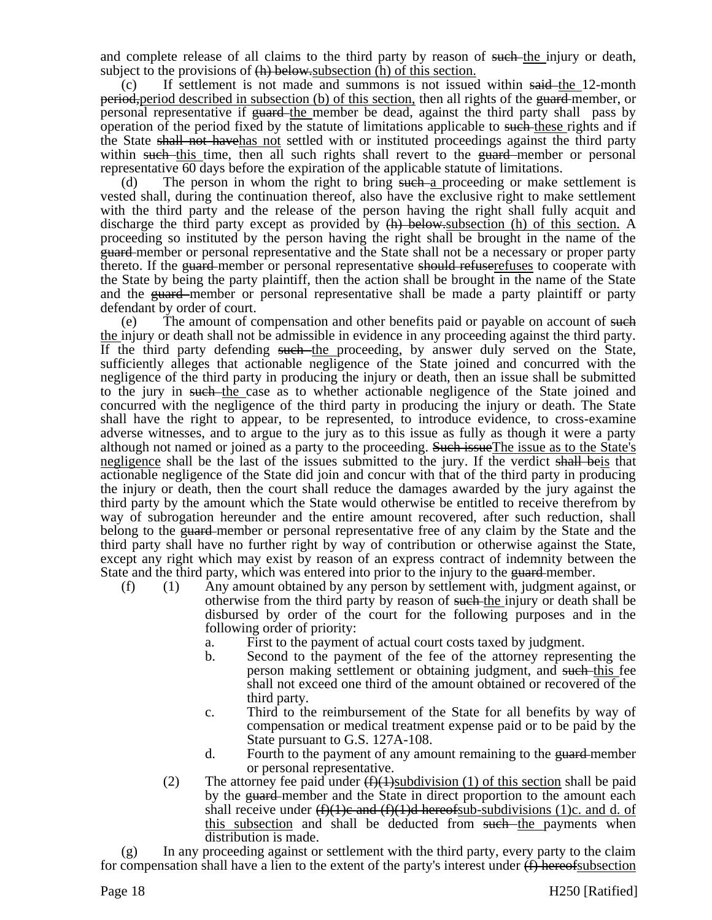and complete release of all claims to the third party by reason of ~~such~~ the injury or death, subject to the provisions of ~~(h) below.~~subsection (h) of this section.

(c) If settlement is not made and summons is not issued within ~~said~~ the 12-month ~~period,~~period described in subsection (b) of this section, then all rights of the ~~guard~~ member, or personal representative if ~~guard~~ the member be dead, against the third party shall pass by operation of the period fixed by the statute of limitations applicable to ~~such~~ these rights and if the State ~~shall not have~~has not settled with or instituted proceedings against the third party within ~~such~~ this time, then all such rights shall revert to the ~~guard~~ member or personal representative 60 days before the expiration of the applicable statute of limitations.

(d) The person in whom the right to bring ~~such~~ a proceeding or make settlement is vested shall, during the continuation thereof, also have the exclusive right to make settlement with the third party and the release of the person having the right shall fully acquit and discharge the third party except as provided by ~~(h) below.~~subsection (h) of this section. A proceeding so instituted by the person having the right shall be brought in the name of the ~~guard~~ member or personal representative and the State shall not be a necessary or proper party thereto. If the ~~guard~~ member or personal representative ~~should refuse~~refuses to cooperate with the State by being the party plaintiff, then the action shall be brought in the name of the State and the ~~guard~~ member or personal representative shall be made a party plaintiff or party defendant by order of court.

(e) The amount of compensation and other benefits paid or payable on account of ~~such~~ the injury or death shall not be admissible in evidence in any proceeding against the third party. If the third party defending ~~such~~ the proceeding, by answer duly served on the State, sufficiently alleges that actionable negligence of the State joined and concurred with the negligence of the third party in producing the injury or death, then an issue shall be submitted to the jury in ~~such~~ the case as to whether actionable negligence of the State joined and concurred with the negligence of the third party in producing the injury or death. The State shall have the right to appear, to be represented, to introduce evidence, to cross-examine adverse witnesses, and to argue to the jury as to this issue as fully as though it were a party although not named or joined as a party to the proceeding. ~~Such issue~~The issue as to the State's negligence shall be the last of the issues submitted to the jury. If the verdict ~~shall be~~is that actionable negligence of the State did join and concur with that of the third party in producing the injury or death, then the court shall reduce the damages awarded by the jury against the third party by the amount which the State would otherwise be entitled to receive therefrom by way of subrogation hereunder and the entire amount recovered, after such reduction, shall belong to the ~~guard~~ member or personal representative free of any claim by the State and the third party shall have no further right by way of contribution or otherwise against the State, except any right which may exist by reason of an express contract of indemnity between the State and the third party, which was entered into prior to the injury to the ~~guard~~ member.

(f) (1) Any amount obtained by any person by settlement with, judgment against, or otherwise from the third party by reason of ~~such~~ the injury or death shall be disbursed by order of the court for the following purposes and in the following order of priority:

a. First to the payment of actual court costs taxed by judgment.

b. Second to the payment of the fee of the attorney representing the person making settlement or obtaining judgment, and ~~such~~ this fee shall not exceed one third of the amount obtained or recovered of the third party.

c. Third to the reimbursement of the State for all benefits by way of compensation or medical treatment expense paid or to be paid by the State pursuant to G.S. 127A-108.

d. Fourth to the payment of any amount remaining to the ~~guard~~ member or personal representative.

(2) The attorney fee paid under ~~(f)(1)~~subdivision (1) of this section shall be paid by the ~~guard~~ member and the State in direct proportion to the amount each shall receive under ~~(f)(1)c and (f)(1)d hereof~~sub-subdivisions (1)c. and d. of this subsection and shall be deducted from ~~such~~ the payments when distribution is made.

(g) In any proceeding against or settlement with the third party, every party to the claim for compensation shall have a lien to the extent of the party's interest under ~~(f) hereof~~subsection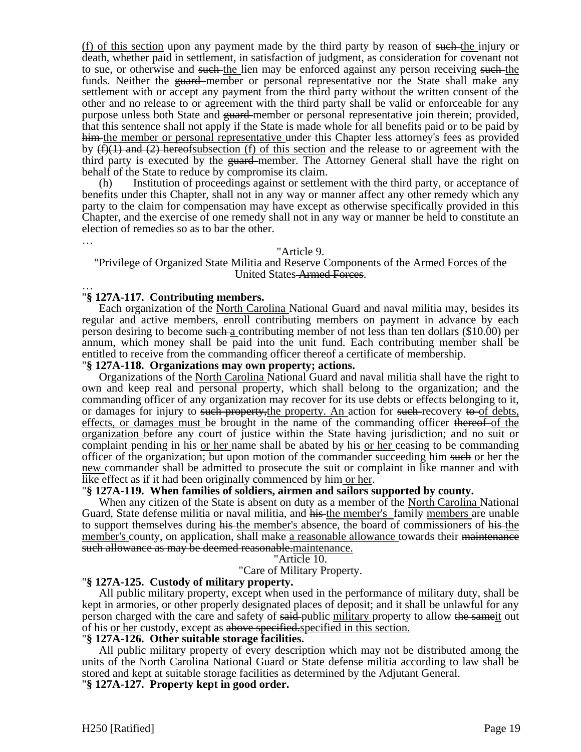(f) of this section upon any payment made by the third party by reason of such the injury or death, whether paid in settlement, in satisfaction of judgment, as consideration for covenant not to sue, or otherwise and such the lien may be enforced against any person receiving such the funds. Neither the guard member or personal representative nor the State shall make any settlement with or accept any payment from the third party without the written consent of the other and no release to or agreement with the third party shall be valid or enforceable for any purpose unless both State and guard member or personal representative join therein; provided, that this sentence shall not apply if the State is made whole for all benefits paid or to be paid by him the member or personal representative under this Chapter less attorney's fees as provided by (f)(1) and (2) hereofsubsection (f) of this section and the release to or agreement with the third party is executed by the guard member. The Attorney General shall have the right on behalf of the State to reduce by compromise its claim.

(h) Institution of proceedings against or settlement with the third party, or acceptance of benefits under this Chapter, shall not in any way or manner affect any other remedy which any party to the claim for compensation may have except as otherwise specifically provided in this Chapter, and the exercise of one remedy shall not in any way or manner be held to constitute an election of remedies so as to bar the other.

…

"Article 9.

"Privilege of Organized State Militia and Reserve Components of the Armed Forces of the United States Armed Forces.

…

"**§ 127A-117. Contributing members.**

Each organization of the North Carolina National Guard and naval militia may, besides its regular and active members, enroll contributing members on payment in advance by each person desiring to become such a contributing member of not less than ten dollars ($10.00) per annum, which money shall be paid into the unit fund. Each contributing member shall be entitled to receive from the commanding officer thereof a certificate of membership.

"**§ 127A-118. Organizations may own property; actions.**

Organizations of the North Carolina National Guard and naval militia shall have the right to own and keep real and personal property, which shall belong to the organization; and the commanding officer of any organization may recover for its use debts or effects belonging to it, or damages for injury to such property,the property. An action for such recovery to of debts, effects, or damages must be brought in the name of the commanding officer thereof of the organization before any court of justice within the State having jurisdiction; and no suit or complaint pending in his or her name shall be abated by his or her ceasing to be commanding officer of the organization; but upon motion of the commander succeeding him such or her the new commander shall be admitted to prosecute the suit or complaint in like manner and with like effect as if it had been originally commenced by him or her.

"**§ 127A-119. When families of soldiers, airmen and sailors supported by county.**

When any citizen of the State is absent on duty as a member of the North Carolina National Guard, State defense militia or naval militia, and his the member's family members are unable to support themselves during his the member's absence, the board of commissioners of his the member's county, on application, shall make a reasonable allowance towards their maintenance such allowance as may be deemed reasonable.maintenance.

"Article 10.

"Care of Military Property.

"**§ 127A-125. Custody of military property.**

All public military property, except when used in the performance of military duty, shall be kept in armories, or other properly designated places of deposit; and it shall be unlawful for any person charged with the care and safety of said public military property to allow the sameit out of his or her custody, except as above specified.specified in this section.

"**§ 127A-126. Other suitable storage facilities.**

All public military property of every description which may not be distributed among the units of the North Carolina National Guard or State defense militia according to law shall be stored and kept at suitable storage facilities as determined by the Adjutant General.

"**§ 127A-127. Property kept in good order.**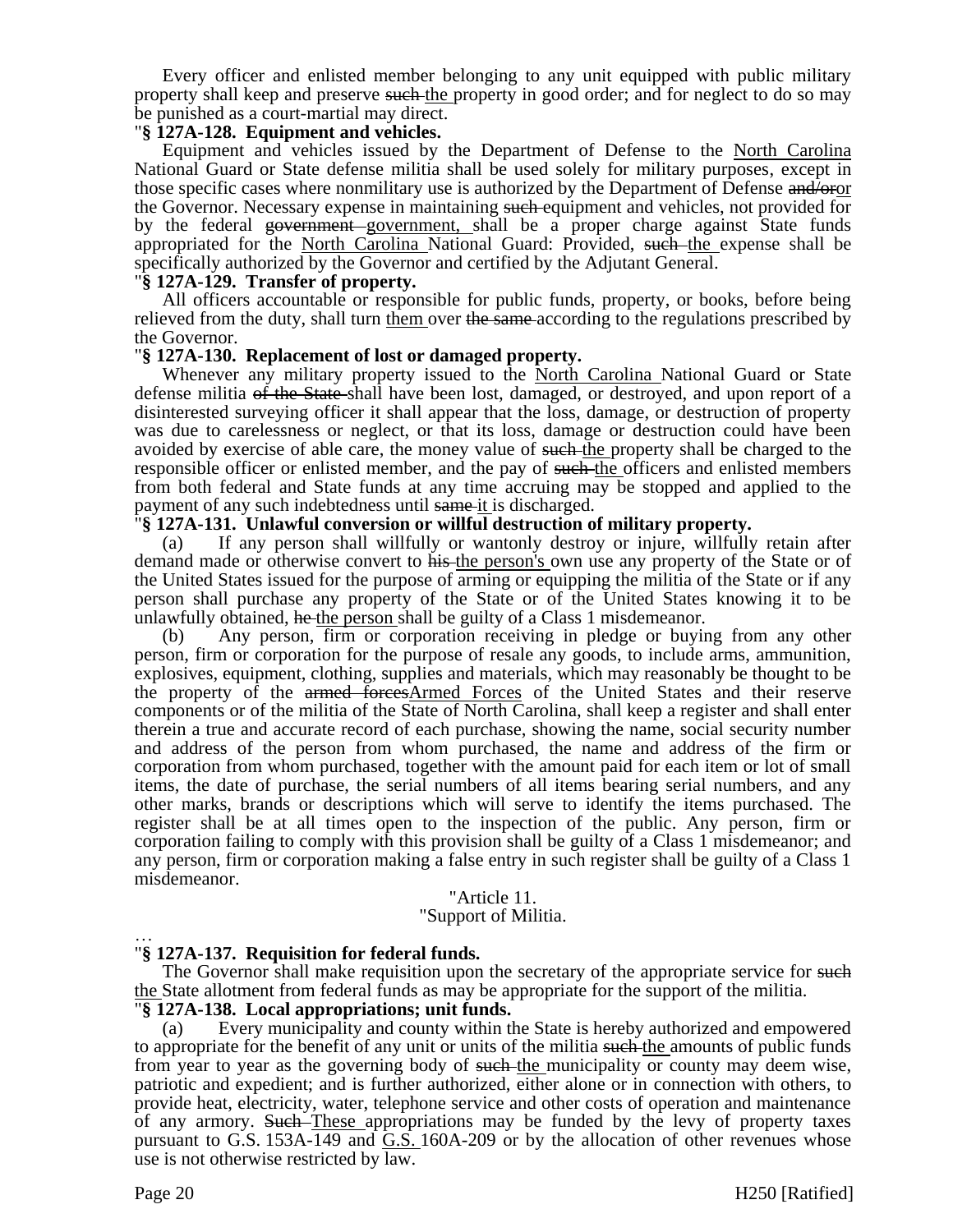Every officer and enlisted member belonging to any unit equipped with public military property shall keep and preserve ~~such~~ the property in good order; and for neglect to do so may be punished as a court-martial may direct.

"**§ 127A-128. Equipment and vehicles.**

Equipment and vehicles issued by the Department of Defense to the North Carolina National Guard or State defense militia shall be used solely for military purposes, except in those specific cases where nonmilitary use is authorized by the Department of Defense ~~and/or~~or the Governor. Necessary expense in maintaining ~~such~~ equipment and vehicles, not provided for by the federal ~~government~~ government, shall be a proper charge against State funds appropriated for the North Carolina National Guard: Provided, ~~such~~ the expense shall be specifically authorized by the Governor and certified by the Adjutant General.

"**§ 127A-129. Transfer of property.**

All officers accountable or responsible for public funds, property, or books, before being relieved from the duty, shall turn them over ~~the same~~ according to the regulations prescribed by the Governor.

"**§ 127A-130. Replacement of lost or damaged property.**

Whenever any military property issued to the North Carolina National Guard or State defense militia ~~of the State~~ shall have been lost, damaged, or destroyed, and upon report of a disinterested surveying officer it shall appear that the loss, damage, or destruction of property was due to carelessness or neglect, or that its loss, damage or destruction could have been avoided by exercise of able care, the money value of ~~such~~ the property shall be charged to the responsible officer or enlisted member, and the pay of ~~such~~ the officers and enlisted members from both federal and State funds at any time accruing may be stopped and applied to the payment of any such indebtedness until ~~same~~ it is discharged.

"**§ 127A-131. Unlawful conversion or willful destruction of military property.**

(a) If any person shall willfully or wantonly destroy or injure, willfully retain after demand made or otherwise convert to ~~his~~ the person's own use any property of the State or of the United States issued for the purpose of arming or equipping the militia of the State or if any person shall purchase any property of the State or of the United States knowing it to be unlawfully obtained, ~~he~~ the person shall be guilty of a Class 1 misdemeanor.

(b) Any person, firm or corporation receiving in pledge or buying from any other person, firm or corporation for the purpose of resale any goods, to include arms, ammunition, explosives, equipment, clothing, supplies and materials, which may reasonably be thought to be the property of the ~~armed forces~~Armed Forces of the United States and their reserve components or of the militia of the State of North Carolina, shall keep a register and shall enter therein a true and accurate record of each purchase, showing the name, social security number and address of the person from whom purchased, the name and address of the firm or corporation from whom purchased, together with the amount paid for each item or lot of small items, the date of purchase, the serial numbers of all items bearing serial numbers, and any other marks, brands or descriptions which will serve to identify the items purchased. The register shall be at all times open to the inspection of the public. Any person, firm or corporation failing to comply with this provision shall be guilty of a Class 1 misdemeanor; and any person, firm or corporation making a false entry in such register shall be guilty of a Class 1 misdemeanor.

"Article 11.
"Support of Militia.

…

"**§ 127A-137. Requisition for federal funds.**

The Governor shall make requisition upon the secretary of the appropriate service for ~~such~~ the State allotment from federal funds as may be appropriate for the support of the militia.

"**§ 127A-138. Local appropriations; unit funds.**

(a) Every municipality and county within the State is hereby authorized and empowered to appropriate for the benefit of any unit or units of the militia ~~such~~ the amounts of public funds from year to year as the governing body of ~~such~~ the municipality or county may deem wise, patriotic and expedient; and is further authorized, either alone or in connection with others, to provide heat, electricity, water, telephone service and other costs of operation and maintenance of any armory. ~~Such~~ These appropriations may be funded by the levy of property taxes pursuant to G.S. 153A-149 and G.S. 160A-209 or by the allocation of other revenues whose use is not otherwise restricted by law.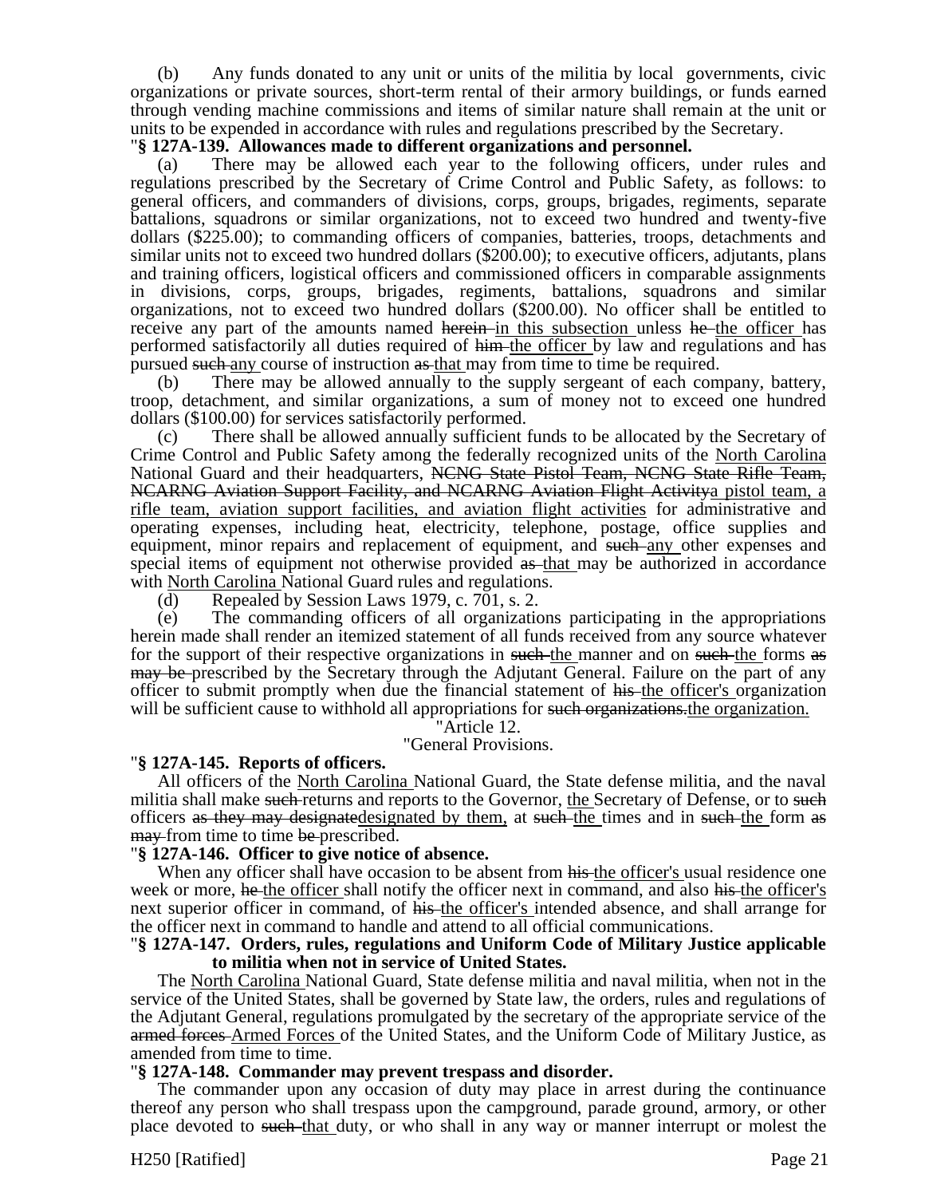(b) Any funds donated to any unit or units of the militia by local governments, civic organizations or private sources, short-term rental of their armory buildings, or funds earned through vending machine commissions and items of similar nature shall remain at the unit or units to be expended in accordance with rules and regulations prescribed by the Secretary.

"**§ 127A-139. Allowances made to different organizations and personnel.**

(a) There may be allowed each year to the following officers, under rules and regulations prescribed by the Secretary of Crime Control and Public Safety, as follows: to general officers, and commanders of divisions, corps, groups, brigades, regiments, separate battalions, squadrons or similar organizations, not to exceed two hundred and twenty-five dollars ($225.00); to commanding officers of companies, batteries, troops, detachments and similar units not to exceed two hundred dollars ($200.00); to executive officers, adjutants, plans and training officers, logistical officers and commissioned officers in comparable assignments in divisions, corps, groups, brigades, regiments, battalions, squadrons and similar organizations, not to exceed two hundred dollars ($200.00). No officer shall be entitled to receive any part of the amounts named ~~herein~~ in this subsection unless ~~he~~ the officer has performed satisfactorily all duties required of ~~him~~ the officer by law and regulations and has pursued ~~such~~ any course of instruction ~~as~~ that may from time to time be required.

(b) There may be allowed annually to the supply sergeant of each company, battery, troop, detachment, and similar organizations, a sum of money not to exceed one hundred dollars ($100.00) for services satisfactorily performed.

(c) There shall be allowed annually sufficient funds to be allocated by the Secretary of Crime Control and Public Safety among the federally recognized units of the North Carolina National Guard and their headquarters, ~~NCNG State Pistol Team, NCNG State Rifle Team, NCARNG Aviation Support Facility, and NCARNG Aviation Flight Activity~~a pistol team, a rifle team, aviation support facilities, and aviation flight activities for administrative and operating expenses, including heat, electricity, telephone, postage, office supplies and equipment, minor repairs and replacement of equipment, and ~~such~~ any other expenses and special items of equipment not otherwise provided ~~as~~ that may be authorized in accordance with North Carolina National Guard rules and regulations.

(d) Repealed by Session Laws 1979, c. 701, s. 2.

(e) The commanding officers of all organizations participating in the appropriations herein made shall render an itemized statement of all funds received from any source whatever for the support of their respective organizations in ~~such~~ the manner and on ~~such~~ the forms ~~as may be~~ prescribed by the Secretary through the Adjutant General. Failure on the part of any officer to submit promptly when due the financial statement of ~~his~~ the officer's organization will be sufficient cause to withhold all appropriations for ~~such organizations.~~the organization.

"Article 12.

"General Provisions.

"**§ 127A-145. Reports of officers.**

All officers of the North Carolina National Guard, the State defense militia, and the naval militia shall make ~~such~~ returns and reports to the Governor, the Secretary of Defense, or to ~~such~~ officers ~~as they may designate~~designated by them, at ~~such~~ the times and in ~~such~~ the form ~~as may~~ from time to time ~~be~~ prescribed.

"**§ 127A-146. Officer to give notice of absence.**

When any officer shall have occasion to be absent from ~~his~~ the officer's usual residence one week or more, ~~he~~ the officer shall notify the officer next in command, and also ~~his~~ the officer's next superior officer in command, of ~~his~~ the officer's intended absence, and shall arrange for the officer next in command to handle and attend to all official communications.

"**§ 127A-147. Orders, rules, regulations and Uniform Code of Military Justice applicable to militia when not in service of United States.**

The North Carolina National Guard, State defense militia and naval militia, when not in the service of the United States, shall be governed by State law, the orders, rules and regulations of the Adjutant General, regulations promulgated by the secretary of the appropriate service of the ~~armed forces~~ Armed Forces of the United States, and the Uniform Code of Military Justice, as amended from time to time.

"**§ 127A-148. Commander may prevent trespass and disorder.**

The commander upon any occasion of duty may place in arrest during the continuance thereof any person who shall trespass upon the campground, parade ground, armory, or other place devoted to ~~such~~ that duty, or who shall in any way or manner interrupt or molest the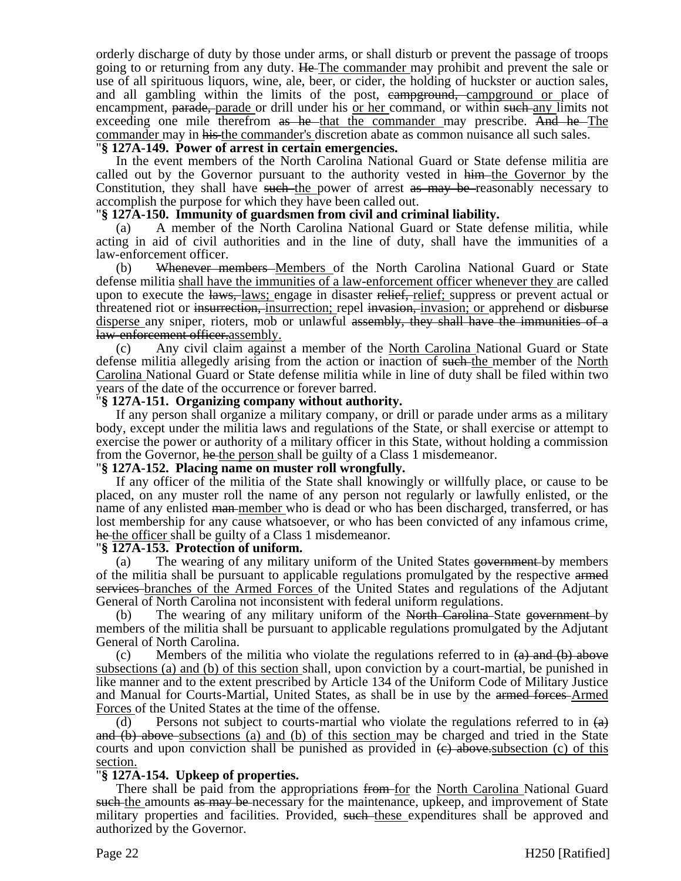orderly discharge of duty by those under arms, or shall disturb or prevent the passage of troops going to or returning from any duty. ~~He~~ The commander may prohibit and prevent the sale or use of all spirituous liquors, wine, ale, beer, or cider, the holding of huckster or auction sales, and all gambling within the limits of the post, ~~campground,~~ campground or place of encampment, ~~parade,~~ parade or drill under his or her command, or within ~~such~~ any limits not exceeding one mile therefrom ~~as he~~ that the commander may prescribe. ~~And he~~ The commander may in ~~his~~ the commander's discretion abate as common nuisance all such sales.

"**§ 127A-149. Power of arrest in certain emergencies.**

In the event members of the North Carolina National Guard or State defense militia are called out by the Governor pursuant to the authority vested in ~~him~~ the Governor by the Constitution, they shall have ~~such~~ the power of arrest ~~as may be~~ reasonably necessary to accomplish the purpose for which they have been called out.

"**§ 127A-150. Immunity of guardsmen from civil and criminal liability.**

(a) A member of the North Carolina National Guard or State defense militia, while acting in aid of civil authorities and in the line of duty, shall have the immunities of a law-enforcement officer.

(b) ~~Whenever members~~ Members of the North Carolina National Guard or State defense militia shall have the immunities of a law-enforcement officer whenever they are called upon to execute the ~~laws,~~ laws; engage in disaster ~~relief,~~ relief; suppress or prevent actual or threatened riot or ~~insurrection,~~ insurrection; repel ~~invasion,~~ invasion; or apprehend or ~~disburse~~ disperse any sniper, rioters, mob or unlawful ~~assembly, they shall have the immunities of a law-enforcement officer.~~assembly.

(c) Any civil claim against a member of the North Carolina National Guard or State defense militia allegedly arising from the action or inaction of ~~such~~ the member of the North Carolina National Guard or State defense militia while in line of duty shall be filed within two years of the date of the occurrence or forever barred.

"**§ 127A-151. Organizing company without authority.**

If any person shall organize a military company, or drill or parade under arms as a military body, except under the militia laws and regulations of the State, or shall exercise or attempt to exercise the power or authority of a military officer in this State, without holding a commission from the Governor, ~~he~~ the person shall be guilty of a Class 1 misdemeanor.

"**§ 127A-152. Placing name on muster roll wrongfully.**

If any officer of the militia of the State shall knowingly or willfully place, or cause to be placed, on any muster roll the name of any person not regularly or lawfully enlisted, or the name of any enlisted ~~man~~ member who is dead or who has been discharged, transferred, or has lost membership for any cause whatsoever, or who has been convicted of any infamous crime, ~~he~~ the officer shall be guilty of a Class 1 misdemeanor.

"**§ 127A-153. Protection of uniform.**

(a) The wearing of any military uniform of the United States ~~government~~ by members of the militia shall be pursuant to applicable regulations promulgated by the respective ~~armed services~~ branches of the Armed Forces of the United States and regulations of the Adjutant General of North Carolina not inconsistent with federal uniform regulations.

(b) The wearing of any military uniform of the ~~North Carolina~~ State ~~government~~ by members of the militia shall be pursuant to applicable regulations promulgated by the Adjutant General of North Carolina.

(c) Members of the militia who violate the regulations referred to in ~~(a) and (b) above~~ subsections (a) and (b) of this section shall, upon conviction by a court-martial, be punished in like manner and to the extent prescribed by Article 134 of the Uniform Code of Military Justice and Manual for Courts-Martial, United States, as shall be in use by the ~~armed forces~~ Armed Forces of the United States at the time of the offense.

(d) Persons not subject to courts-martial who violate the regulations referred to in ~~(a) and (b) above~~ subsections (a) and (b) of this section may be charged and tried in the State courts and upon conviction shall be punished as provided in ~~(c) above.~~subsection (c) of this section.

"**§ 127A-154. Upkeep of properties.**

There shall be paid from the appropriations ~~from~~ for the North Carolina National Guard ~~such~~ the amounts ~~as may be~~ necessary for the maintenance, upkeep, and improvement of State military properties and facilities. Provided, ~~such~~ these expenditures shall be approved and authorized by the Governor.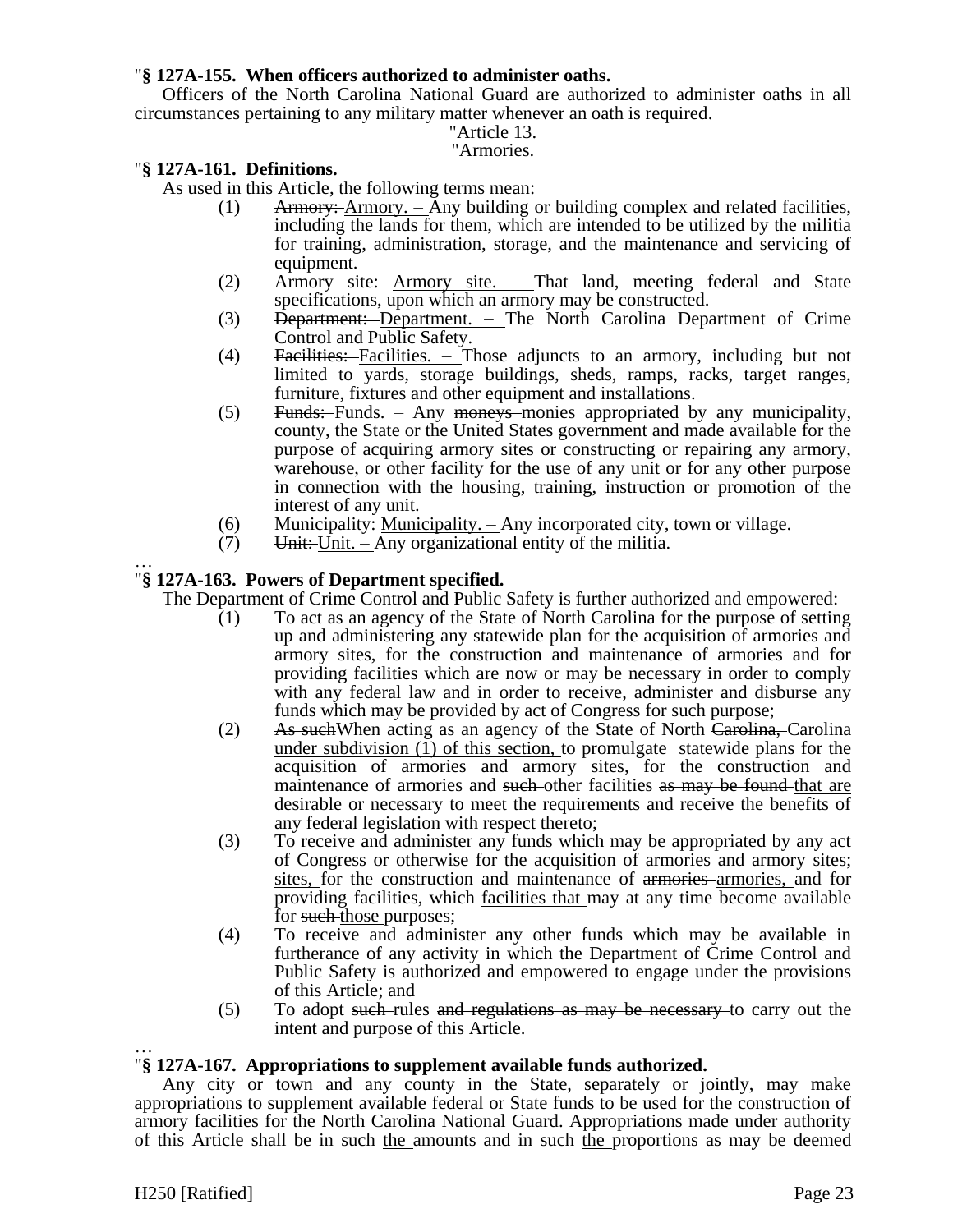"**§ 127A-155. When officers authorized to administer oaths.**

Officers of the North Carolina National Guard are authorized to administer oaths in all circumstances pertaining to any military matter whenever an oath is required.

"Article 13.

"Armories.

"**§ 127A-161. Definitions.**

As used in this Article, the following terms mean:

(1) ~~Armory:~~ Armory. – Any building or building complex and related facilities, including the lands for them, which are intended to be utilized by the militia for training, administration, storage, and the maintenance and servicing of equipment.

(2) ~~Armory site:~~ Armory site. – That land, meeting federal and State specifications, upon which an armory may be constructed.

(3) ~~Department:~~ Department. – The North Carolina Department of Crime Control and Public Safety.

(4) ~~Facilities:~~ Facilities. – Those adjuncts to an armory, including but not limited to yards, storage buildings, sheds, ramps, racks, target ranges, furniture, fixtures and other equipment and installations.

(5) ~~Funds:~~ Funds. – Any ~~moneys~~ monies appropriated by any municipality, county, the State or the United States government and made available for the purpose of acquiring armory sites or constructing or repairing any armory, warehouse, or other facility for the use of any unit or for any other purpose in connection with the housing, training, instruction or promotion of the interest of any unit.

(6) ~~Municipality:~~ Municipality. – Any incorporated city, town or village.

(7) ~~Unit:~~ Unit. – Any organizational entity of the militia.

…

"**§ 127A-163. Powers of Department specified.**

The Department of Crime Control and Public Safety is further authorized and empowered:

(1) To act as an agency of the State of North Carolina for the purpose of setting up and administering any statewide plan for the acquisition of armories and armory sites, for the construction and maintenance of armories and for providing facilities which are now or may be necessary in order to comply with any federal law and in order to receive, administer and disburse any funds which may be provided by act of Congress for such purpose;

(2) ~~As such~~When acting as an agency of the State of North ~~Carolina,~~ Carolina under subdivision (1) of this section, to promulgate statewide plans for the acquisition of armories and armory sites, for the construction and maintenance of armories and ~~such~~ other facilities ~~as may be found~~ that are desirable or necessary to meet the requirements and receive the benefits of any federal legislation with respect thereto;

(3) To receive and administer any funds which may be appropriated by any act of Congress or otherwise for the acquisition of armories and armory ~~sites;~~ sites, for the construction and maintenance of ~~armories~~ armories, and for providing ~~facilities, which~~ facilities that may at any time become available for ~~such~~ those purposes;

(4) To receive and administer any other funds which may be available in furtherance of any activity in which the Department of Crime Control and Public Safety is authorized and empowered to engage under the provisions of this Article; and

(5) To adopt ~~such~~ rules ~~and regulations as may be necessary~~ to carry out the intent and purpose of this Article.

…

"**§ 127A-167. Appropriations to supplement available funds authorized.**

Any city or town and any county in the State, separately or jointly, may make appropriations to supplement available federal or State funds to be used for the construction of armory facilities for the North Carolina National Guard. Appropriations made under authority of this Article shall be in ~~such~~ the amounts and in ~~such~~ the proportions ~~as may be~~ deemed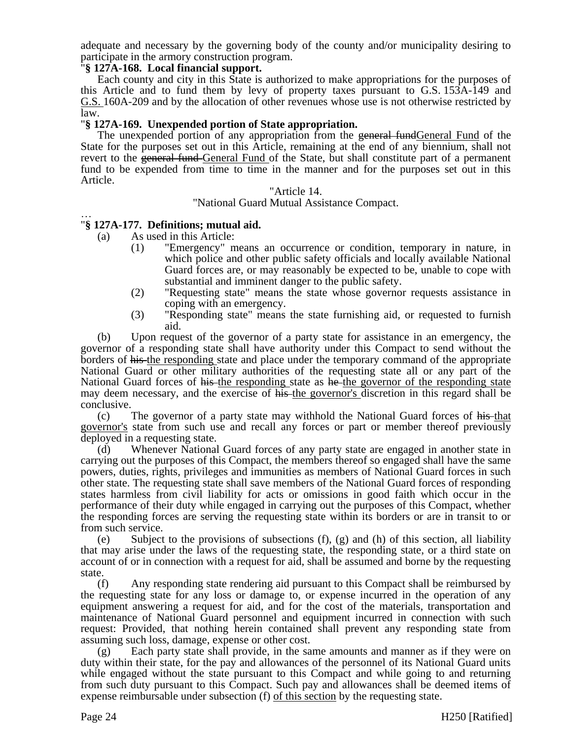adequate and necessary by the governing body of the county and/or municipality desiring to participate in the armory construction program.

"**§ 127A-168. Local financial support.**

Each county and city in this State is authorized to make appropriations for the purposes of this Article and to fund them by levy of property taxes pursuant to G.S. 153A-149 and G.S. 160A-209 and by the allocation of other revenues whose use is not otherwise restricted by law.

"**§ 127A-169. Unexpended portion of State appropriation.**

The unexpended portion of any appropriation from the ~~general fund~~General Fund of the State for the purposes set out in this Article, remaining at the end of any biennium, shall not revert to the ~~general fund~~ General Fund of the State, but shall constitute part of a permanent fund to be expended from time to time in the manner and for the purposes set out in this Article.

"Article 14.

"National Guard Mutual Assistance Compact.

…

"**§ 127A-177. Definitions; mutual aid.**

(a) As used in this Article:

(1) "Emergency" means an occurrence or condition, temporary in nature, in which police and other public safety officials and locally available National Guard forces are, or may reasonably be expected to be, unable to cope with substantial and imminent danger to the public safety.

(2) "Requesting state" means the state whose governor requests assistance in coping with an emergency.

(3) "Responding state" means the state furnishing aid, or requested to furnish aid.

(b) Upon request of the governor of a party state for assistance in an emergency, the governor of a responding state shall have authority under this Compact to send without the borders of ~~his~~ the responding state and place under the temporary command of the appropriate National Guard or other military authorities of the requesting state all or any part of the National Guard forces of ~~his~~ the responding state as ~~he~~ the governor of the responding state may deem necessary, and the exercise of ~~his~~ the governor's discretion in this regard shall be conclusive.

(c) The governor of a party state may withhold the National Guard forces of ~~his~~ that governor's state from such use and recall any forces or part or member thereof previously deployed in a requesting state.

(d) Whenever National Guard forces of any party state are engaged in another state in carrying out the purposes of this Compact, the members thereof so engaged shall have the same powers, duties, rights, privileges and immunities as members of National Guard forces in such other state. The requesting state shall save members of the National Guard forces of responding states harmless from civil liability for acts or omissions in good faith which occur in the performance of their duty while engaged in carrying out the purposes of this Compact, whether the responding forces are serving the requesting state within its borders or are in transit to or from such service.

(e) Subject to the provisions of subsections (f), (g) and (h) of this section, all liability that may arise under the laws of the requesting state, the responding state, or a third state on account of or in connection with a request for aid, shall be assumed and borne by the requesting state.

(f) Any responding state rendering aid pursuant to this Compact shall be reimbursed by the requesting state for any loss or damage to, or expense incurred in the operation of any equipment answering a request for aid, and for the cost of the materials, transportation and maintenance of National Guard personnel and equipment incurred in connection with such request: Provided, that nothing herein contained shall prevent any responding state from assuming such loss, damage, expense or other cost.

(g) Each party state shall provide, in the same amounts and manner as if they were on duty within their state, for the pay and allowances of the personnel of its National Guard units while engaged without the state pursuant to this Compact and while going to and returning from such duty pursuant to this Compact. Such pay and allowances shall be deemed items of expense reimbursable under subsection (f) of this section by the requesting state.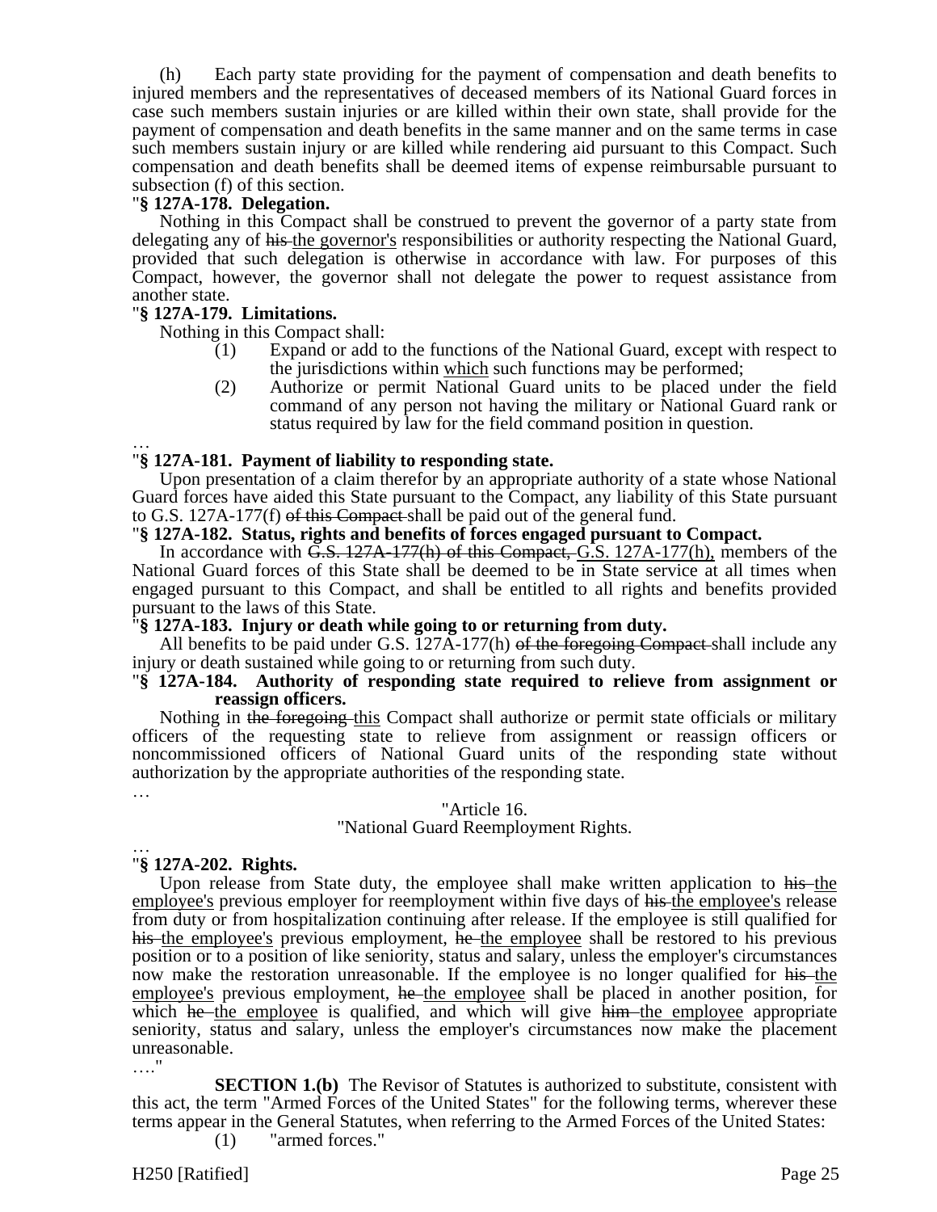(h) Each party state providing for the payment of compensation and death benefits to injured members and the representatives of deceased members of its National Guard forces in case such members sustain injuries or are killed within their own state, shall provide for the payment of compensation and death benefits in the same manner and on the same terms in case such members sustain injury or are killed while rendering aid pursuant to this Compact. Such compensation and death benefits shall be deemed items of expense reimbursable pursuant to subsection (f) of this section.

"**§ 127A-178. Delegation.**

Nothing in this Compact shall be construed to prevent the governor of a party state from delegating any of ~~his~~ <u>the governor's</u> responsibilities or authority respecting the National Guard, provided that such delegation is otherwise in accordance with law. For purposes of this Compact, however, the governor shall not delegate the power to request assistance from another state.

"**§ 127A-179. Limitations.**

Nothing in this Compact shall:

(1) Expand or add to the functions of the National Guard, except with respect to the jurisdictions within <u>which</u> such functions may be performed;

(2) Authorize or permit National Guard units to be placed under the field command of any person not having the military or National Guard rank or status required by law for the field command position in question.

…

"**§ 127A-181. Payment of liability to responding state.**

Upon presentation of a claim therefor by an appropriate authority of a state whose National Guard forces have aided this State pursuant to the Compact, any liability of this State pursuant to G.S. 127A-177(f) ~~of this Compact~~ shall be paid out of the general fund.

"**§ 127A-182. Status, rights and benefits of forces engaged pursuant to Compact.**

In accordance with ~~G.S. 127A-177(h) of this Compact,~~ <u>G.S. 127A-177(h),</u> members of the National Guard forces of this State shall be deemed to be in State service at all times when engaged pursuant to this Compact, and shall be entitled to all rights and benefits provided pursuant to the laws of this State.

"**§ 127A-183. Injury or death while going to or returning from duty.**

All benefits to be paid under G.S. 127A-177(h) ~~of the foregoing Compact~~ shall include any injury or death sustained while going to or returning from such duty.

"**§ 127A-184. Authority of responding state required to relieve from assignment or reassign officers.**

Nothing in ~~the foregoing~~ <u>this</u> Compact shall authorize or permit state officials or military officers of the requesting state to relieve from assignment or reassign officers or noncommissioned officers of National Guard units of the responding state without authorization by the appropriate authorities of the responding state.

…

"Article 16.

"National Guard Reemployment Rights.

…

"**§ 127A-202. Rights.**

Upon release from State duty, the employee shall make written application to ~~his~~ <u>the employee's</u> previous employer for reemployment within five days of ~~his~~ <u>the employee's</u> release from duty or from hospitalization continuing after release. If the employee is still qualified for ~~his~~ <u>the employee's</u> previous employment, ~~he~~ <u>the employee</u> shall be restored to his previous position or to a position of like seniority, status and salary, unless the employer's circumstances now make the restoration unreasonable. If the employee is no longer qualified for ~~his~~ <u>the employee's</u> previous employment, ~~he~~ <u>the employee</u> shall be placed in another position, for which ~~he~~ <u>the employee</u> is qualified, and which will give ~~him~~ <u>the employee</u> appropriate seniority, status and salary, unless the employer's circumstances now make the placement unreasonable.

…."

**SECTION 1.(b)** The Revisor of Statutes is authorized to substitute, consistent with this act, the term "Armed Forces of the United States" for the following terms, wherever these terms appear in the General Statutes, when referring to the Armed Forces of the United States:

(1) "armed forces."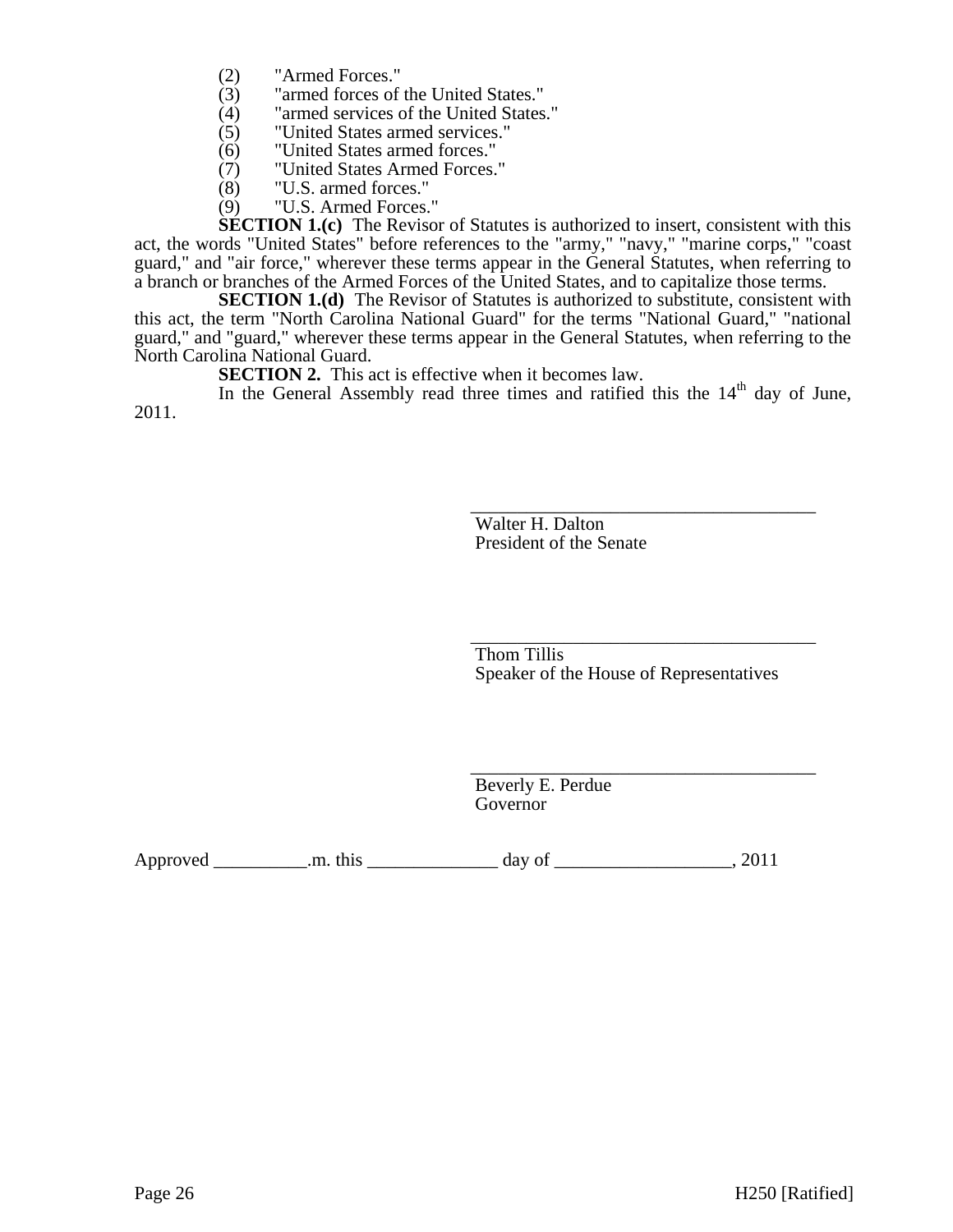(2) "Armed Forces."
(3) "armed forces of the United States."
(4) "armed services of the United States."
(5) "United States armed services."
(6) "United States armed forces."
(7) "United States Armed Forces."
(8) "U.S. armed forces."
(9) "U.S. Armed Forces."

**SECTION 1.(c)** The Revisor of Statutes is authorized to insert, consistent with this act, the words "United States" before references to the "army," "navy," "marine corps," "coast guard," and "air force," wherever these terms appear in the General Statutes, when referring to a branch or branches of the Armed Forces of the United States, and to capitalize those terms.

**SECTION 1.(d)** The Revisor of Statutes is authorized to substitute, consistent with this act, the term "North Carolina National Guard" for the terms "National Guard," "national guard," and "guard," wherever these terms appear in the General Statutes, when referring to the North Carolina National Guard.

**SECTION 2.** This act is effective when it becomes law.

In the General Assembly read three times and ratified this the 14th day of June, 2011.

\_\_\_\_\_\_\_\_\_\_\_\_\_\_\_\_\_\_\_\_\_\_\_\_\_\_\_\_\_\_\_\_\_\_\_\_\_
Walter H. Dalton
President of the Senate

\_\_\_\_\_\_\_\_\_\_\_\_\_\_\_\_\_\_\_\_\_\_\_\_\_\_\_\_\_\_\_\_\_\_\_\_\_
Thom Tillis
Speaker of the House of Representatives

\_\_\_\_\_\_\_\_\_\_\_\_\_\_\_\_\_\_\_\_\_\_\_\_\_\_\_\_\_\_\_\_\_\_\_\_\_
Beverly E. Perdue
Governor

Approved \_\_\_\_\_\_\_\_\_\_.m. this \_\_\_\_\_\_\_\_\_\_\_\_\_\_ day of \_\_\_\_\_\_\_\_\_\_\_\_\_\_\_\_\_\_\_, 2011